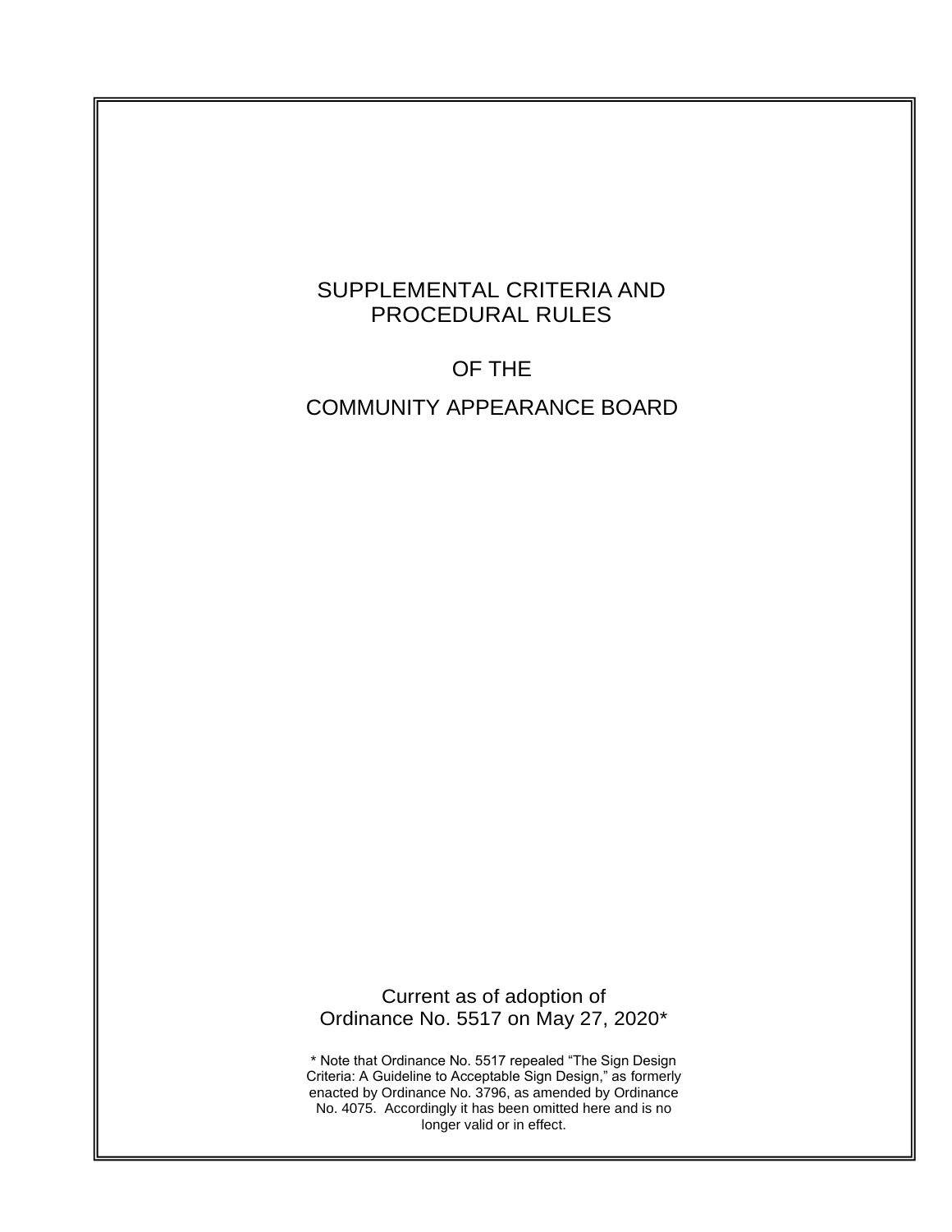# SUPPLEMENTAL CRITERIA AND PROCEDURAL RULES

## OF THE

## COMMUNITY APPEARANCE BOARD

Current as of adoption of Ordinance No. 5517 on May 27, 2020*

* Note that Ordinance No. 5517 repealed “The Sign Design Criteria: A Guideline to Acceptable Sign Design,” as formerly enacted by Ordinance No. 3796, as amended by Ordinance No. 4075. Accordingly it has been omitted here and is no longer valid or in effect.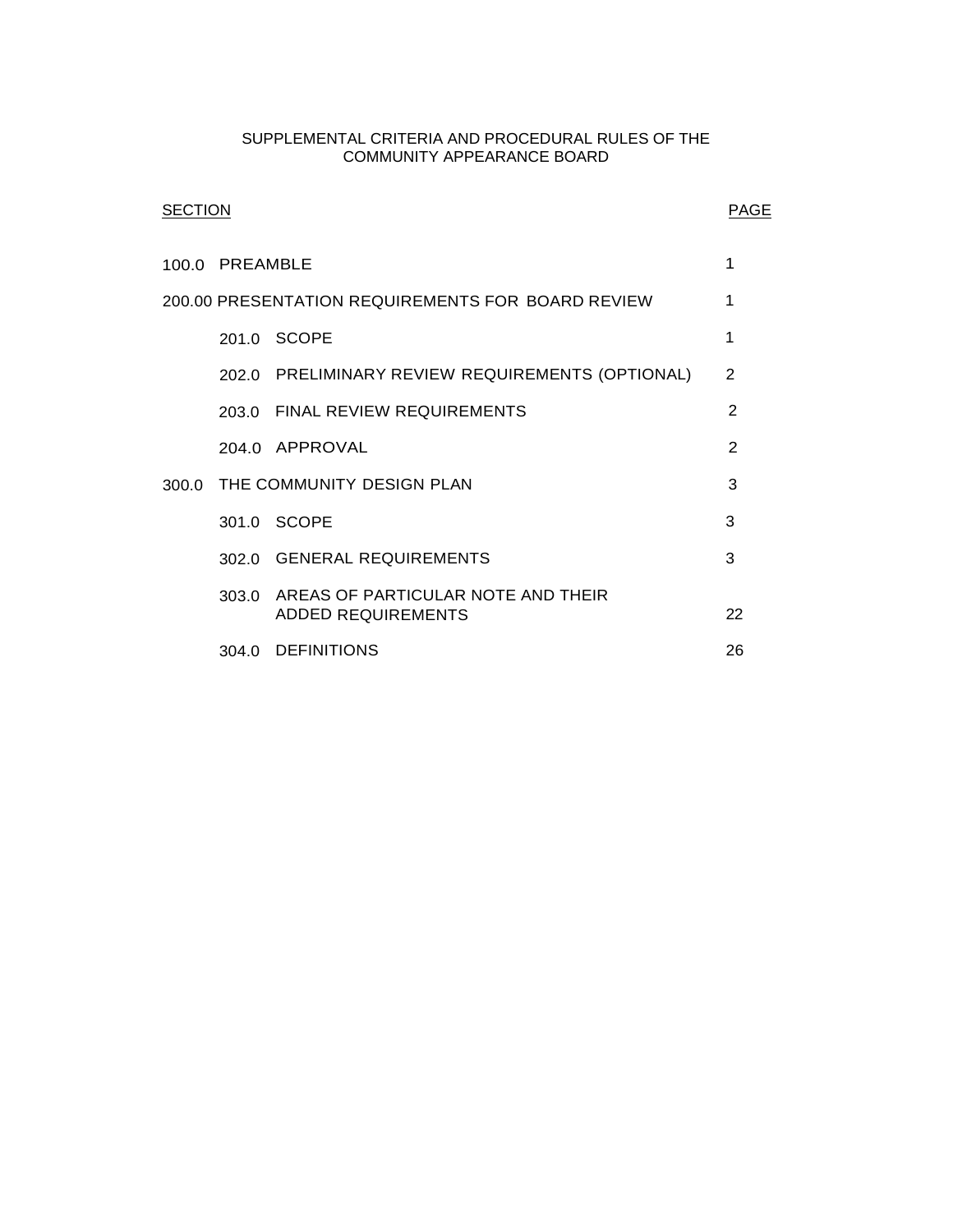SUPPLEMENTAL CRITERIA AND PROCEDURAL RULES OF THE COMMUNITY APPEARANCE BOARD

| SECTION | | PAGE |
|---|---|---|
| 100.0 | PREAMBLE | 1 |
| 200.00 | PRESENTATION REQUIREMENTS FOR BOARD REVIEW | 1 |
| 201.0 | SCOPE | 1 |
| 202.0 | PRELIMINARY REVIEW REQUIREMENTS (OPTIONAL) | 2 |
| 203.0 | FINAL REVIEW REQUIREMENTS | 2 |
| 204.0 | APPROVAL | 2 |
| 300.0 | THE COMMUNITY DESIGN PLAN | 3 |
| 301.0 | SCOPE | 3 |
| 302.0 | GENERAL REQUIREMENTS | 3 |
| 303.0 | AREAS OF PARTICULAR NOTE AND THEIR ADDED REQUIREMENTS | 22 |
| 304.0 | DEFINITIONS | 26 |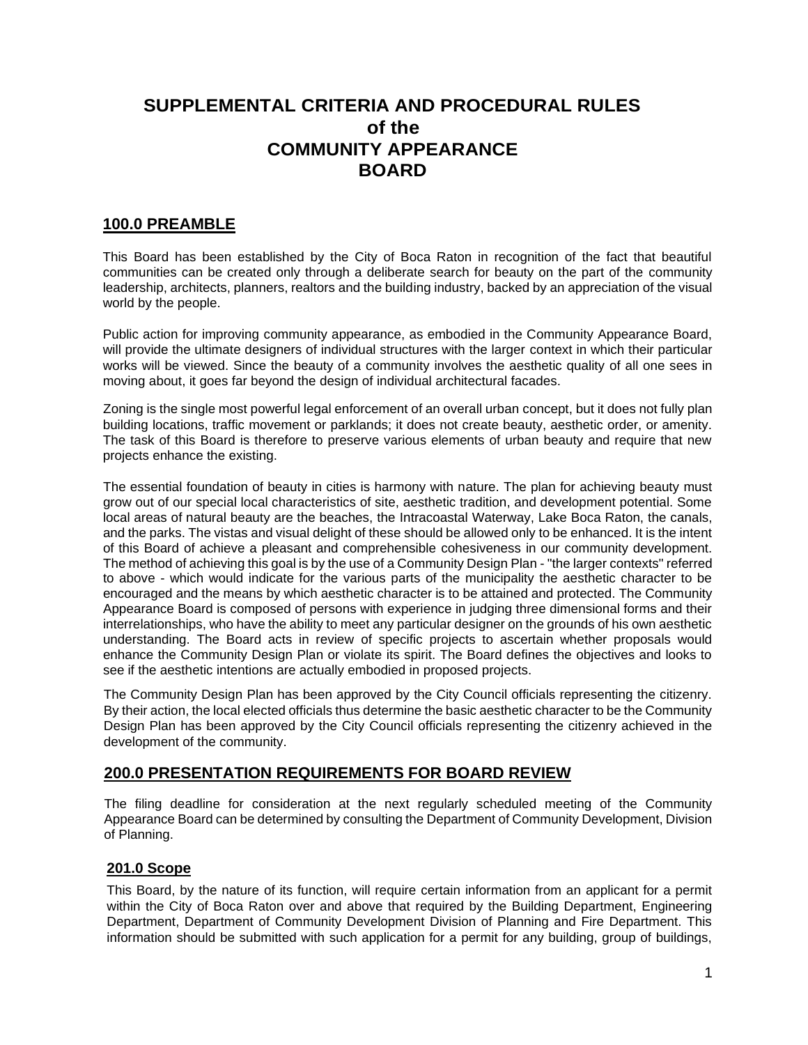# SUPPLEMENTAL CRITERIA AND PROCEDURAL RULES of the COMMUNITY APPEARANCE BOARD

## 100.0 PREAMBLE

This Board has been established by the City of Boca Raton in recognition of the fact that beautiful communities can be created only through a deliberate search for beauty on the part of the community leadership, architects, planners, realtors and the building industry, backed by an appreciation of the visual world by the people.

Public action for improving community appearance, as embodied in the Community Appearance Board, will provide the ultimate designers of individual structures with the larger context in which their particular works will be viewed. Since the beauty of a community involves the aesthetic quality of all one sees in moving about, it goes far beyond the design of individual architectural facades.

Zoning is the single most powerful legal enforcement of an overall urban concept, but it does not fully plan building locations, traffic movement or parklands; it does not create beauty, aesthetic order, or amenity. The task of this Board is therefore to preserve various elements of urban beauty and require that new projects enhance the existing.

The essential foundation of beauty in cities is harmony with nature. The plan for achieving beauty must grow out of our special local characteristics of site, aesthetic tradition, and development potential. Some local areas of natural beauty are the beaches, the Intracoastal Waterway, Lake Boca Raton, the canals, and the parks. The vistas and visual delight of these should be allowed only to be enhanced. It is the intent of this Board of achieve a pleasant and comprehensible cohesiveness in our community development. The method of achieving this goal is by the use of a Community Design Plan - "the larger contexts" referred to above - which would indicate for the various parts of the municipality the aesthetic character to be encouraged and the means by which aesthetic character is to be attained and protected. The Community Appearance Board is composed of persons with experience in judging three dimensional forms and their interrelationships, who have the ability to meet any particular designer on the grounds of his own aesthetic understanding. The Board acts in review of specific projects to ascertain whether proposals would enhance the Community Design Plan or violate its spirit. The Board defines the objectives and looks to see if the aesthetic intentions are actually embodied in proposed projects.

The Community Design Plan has been approved by the City Council officials representing the citizenry. By their action, the local elected officials thus determine the basic aesthetic character to be the Community Design Plan has been approved by the City Council officials representing the citizenry achieved in the development of the community.

## 200.0 PRESENTATION REQUIREMENTS FOR BOARD REVIEW

The filing deadline for consideration at the next regularly scheduled meeting of the Community Appearance Board can be determined by consulting the Department of Community Development, Division of Planning.

### 201.0 Scope

This Board, by the nature of its function, will require certain information from an applicant for a permit within the City of Boca Raton over and above that required by the Building Department, Engineering Department, Department of Community Development Division of Planning and Fire Department. This information should be submitted with such application for a permit for any building, group of buildings,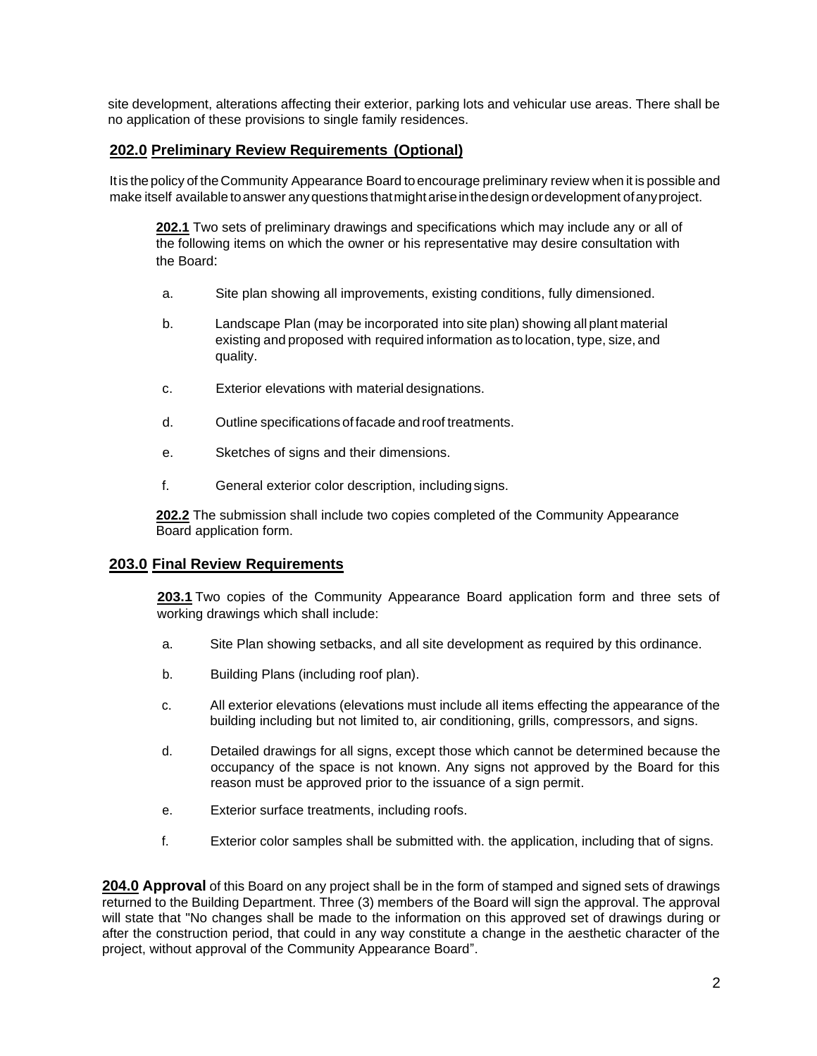site development, alterations affecting their exterior, parking lots and vehicular use areas. There shall be no application of these provisions to single family residences.

## **202.0 Preliminary Review Requirements (Optional)**

It is the policy of the Community Appearance Board to encourage preliminary review when it is possible and make itself available to answer any questions that might arise in the design or development of any project.

**202.1** Two sets of preliminary drawings and specifications which may include any or all of the following items on which the owner or his representative may desire consultation with the Board:

a. Site plan showing all improvements, existing conditions, fully dimensioned.

b. Landscape Plan (may be incorporated into site plan) showing all plant material existing and proposed with required information as to location, type, size, and quality.

c. Exterior elevations with material designations.

d. Outline specifications of facade and roof treatments.

e. Sketches of signs and their dimensions.

f. General exterior color description, including signs.

**202.2** The submission shall include two copies completed of the Community Appearance Board application form.

## **203.0 Final Review Requirements**

**203.1** Two copies of the Community Appearance Board application form and three sets of working drawings which shall include:

a. Site Plan showing setbacks, and all site development as required by this ordinance.

b. Building Plans (including roof plan).

c. All exterior elevations (elevations must include all items effecting the appearance of the building including but not limited to, air conditioning, grills, compressors, and signs.

d. Detailed drawings for all signs, except those which cannot be determined because the occupancy of the space is not known. Any signs not approved by the Board for this reason must be approved prior to the issuance of a sign permit.

e. Exterior surface treatments, including roofs.

f. Exterior color samples shall be submitted with. the application, including that of signs.

**204.0 Approval** of this Board on any project shall be in the form of stamped and signed sets of drawings returned to the Building Department. Three (3) members of the Board will sign the approval. The approval will state that "No changes shall be made to the information on this approved set of drawings during or after the construction period, that could in any way constitute a change in the aesthetic character of the project, without approval of the Community Appearance Board".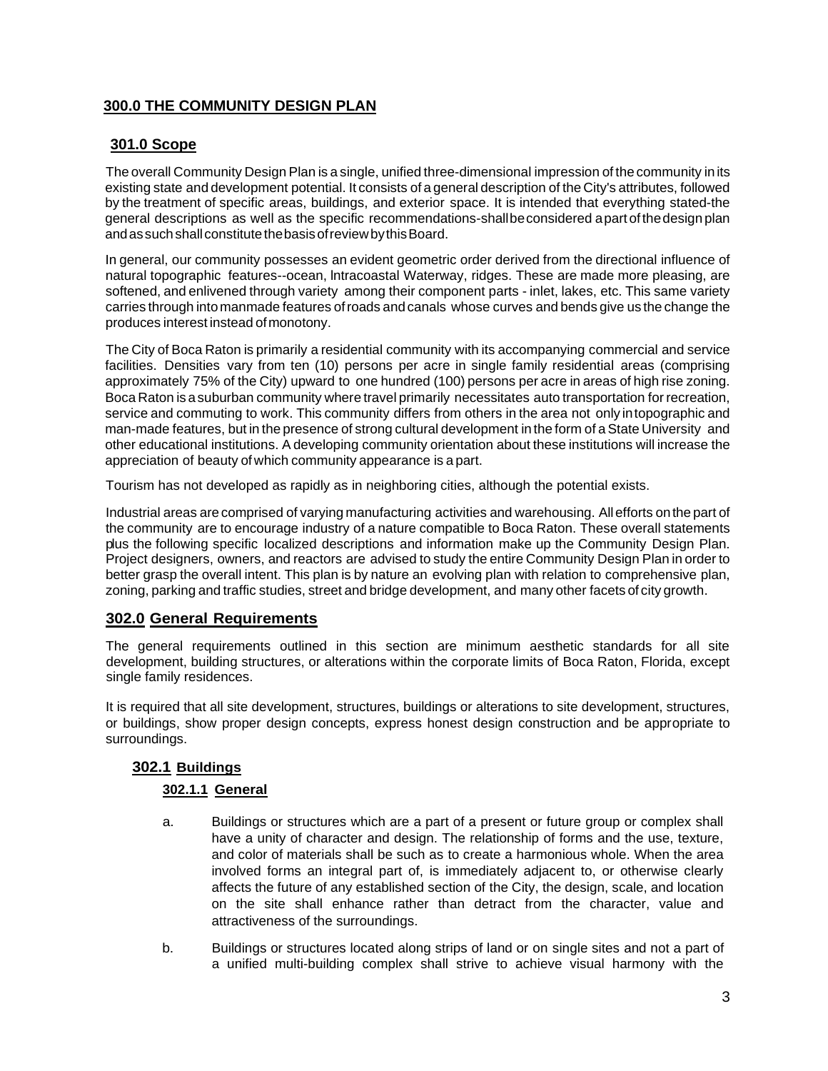# 300.0 THE COMMUNITY DESIGN PLAN

## 301.0 Scope

The overall Community Design Plan is a single, unified three-dimensional impression of the community in its existing state and development potential. It consists of a general description of the City's attributes, followed by the treatment of specific areas, buildings, and exterior space. It is intended that everything stated-the general descriptions as well as the specific recommendations-shall be considered a part of the design plan and as such shall constitute the basis of review by this Board.

In general, our community possesses an evident geometric order derived from the directional influence of natural topographic features--ocean, lntracoastal Waterway, ridges. These are made more pleasing, are softened, and enlivened through variety among their component parts - inlet, lakes, etc. This same variety carries through into manmade features of roads and canals whose curves and bends give us the change the produces interest instead of monotony.

The City of Boca Raton is primarily a residential community with its accompanying commercial and service facilities. Densities vary from ten (10) persons per acre in single family residential areas (comprising approximately 75% of the City) upward to one hundred (100) persons per acre in areas of high rise zoning. Boca Raton is a suburban community where travel primarily necessitates auto transportation for recreation, service and commuting to work. This community differs from others in the area not only in topographic and man-made features, but in the presence of strong cultural development in the form of a State University and other educational institutions. A developing community orientation about these institutions will increase the appreciation of beauty of which community appearance is a part.

Tourism has not developed as rapidly as in neighboring cities, although the potential exists.

Industrial areas are comprised of varying manufacturing activities and warehousing. All efforts on the part of the community are to encourage industry of a nature compatible to Boca Raton. These overall statements plus the following specific localized descriptions and information make up the Community Design Plan. Project designers, owners, and reactors are advised to study the entire Community Design Plan in order to better grasp the overall intent. This plan is by nature an evolving plan with relation to comprehensive plan, zoning, parking and traffic studies, street and bridge development, and many other facets of city growth.

## 302.0 General Requirements

The general requirements outlined in this section are minimum aesthetic standards for all site development, building structures, or alterations within the corporate limits of Boca Raton, Florida, except single family residences.

It is required that all site development, structures, buildings or alterations to site development, structures, or buildings, show proper design concepts, express honest design construction and be appropriate to surroundings.

### 302.1 Buildings

#### 302.1.1 General

a. Buildings or structures which are a part of a present or future group or complex shall have a unity of character and design. The relationship of forms and the use, texture, and color of materials shall be such as to create a harmonious whole. When the area involved forms an integral part of, is immediately adjacent to, or otherwise clearly affects the future of any established section of the City, the design, scale, and location on the site shall enhance rather than detract from the character, value and attractiveness of the surroundings.

b. Buildings or structures located along strips of land or on single sites and not a part of a unified multi-building complex shall strive to achieve visual harmony with the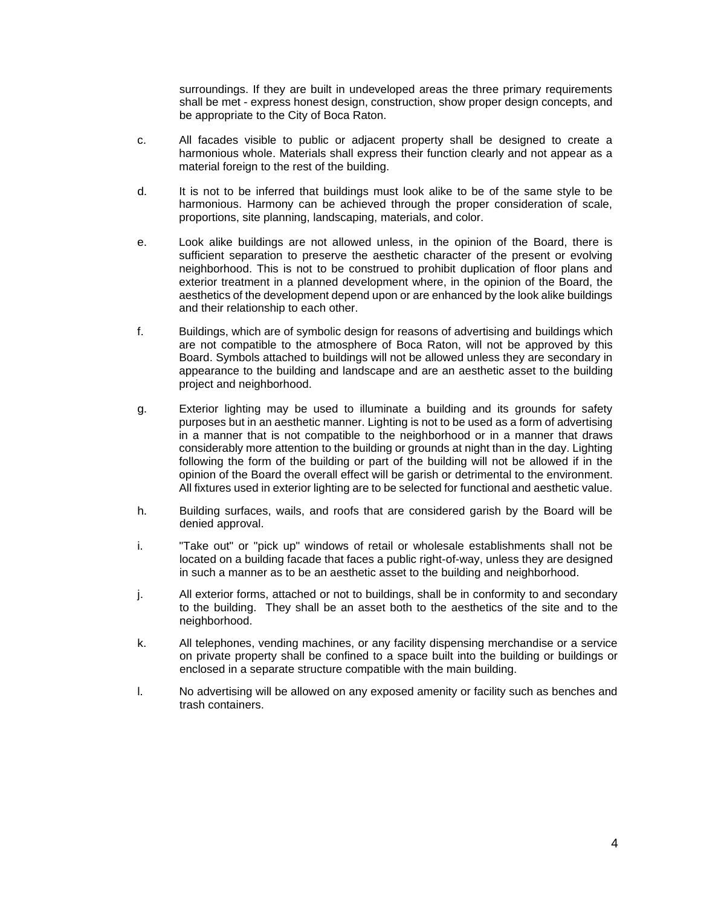surroundings. If they are built in undeveloped areas the three primary requirements shall be met - express honest design, construction, show proper design concepts, and be appropriate to the City of Boca Raton.

c. All facades visible to public or adjacent property shall be designed to create a harmonious whole. Materials shall express their function clearly and not appear as a material foreign to the rest of the building.

d. It is not to be inferred that buildings must look alike to be of the same style to be harmonious. Harmony can be achieved through the proper consideration of scale, proportions, site planning, landscaping, materials, and color.

e. Look alike buildings are not allowed unless, in the opinion of the Board, there is sufficient separation to preserve the aesthetic character of the present or evolving neighborhood. This is not to be construed to prohibit duplication of floor plans and exterior treatment in a planned development where, in the opinion of the Board, the aesthetics of the development depend upon or are enhanced by the look alike buildings and their relationship to each other.

f. Buildings, which are of symbolic design for reasons of advertising and buildings which are not compatible to the atmosphere of Boca Raton, will not be approved by this Board. Symbols attached to buildings will not be allowed unless they are secondary in appearance to the building and landscape and are an aesthetic asset to the building project and neighborhood.

g. Exterior lighting may be used to illuminate a building and its grounds for safety purposes but in an aesthetic manner. Lighting is not to be used as a form of advertising in a manner that is not compatible to the neighborhood or in a manner that draws considerably more attention to the building or grounds at night than in the day. Lighting following the form of the building or part of the building will not be allowed if in the opinion of the Board the overall effect will be garish or detrimental to the environment. All fixtures used in exterior lighting are to be selected for functional and aesthetic value.

h. Building surfaces, wails, and roofs that are considered garish by the Board will be denied approval.

i. "Take out" or "pick up" windows of retail or wholesale establishments shall not be located on a building facade that faces a public right-of-way, unless they are designed in such a manner as to be an aesthetic asset to the building and neighborhood.

j. All exterior forms, attached or not to buildings, shall be in conformity to and secondary to the building. They shall be an asset both to the aesthetics of the site and to the neighborhood.

k. All telephones, vending machines, or any facility dispensing merchandise or a service on private property shall be confined to a space built into the building or buildings or enclosed in a separate structure compatible with the main building.

l. No advertising will be allowed on any exposed amenity or facility such as benches and trash containers.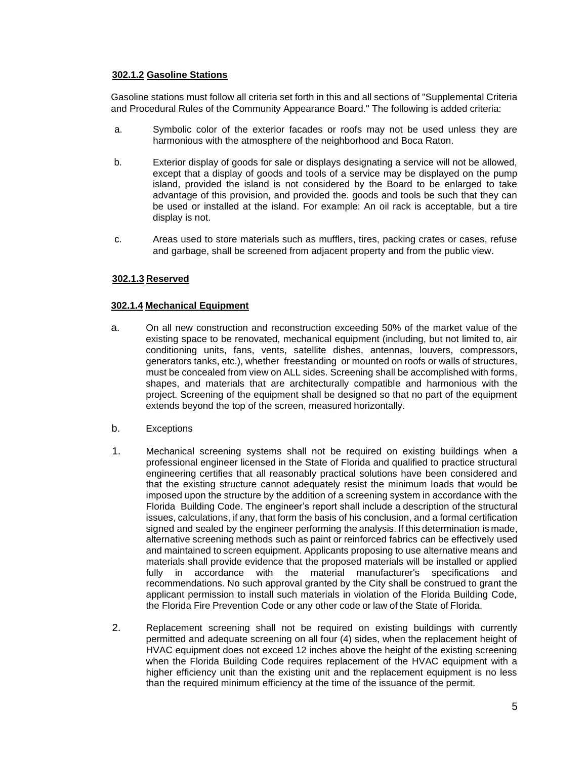### **302.1.2 Gasoline Stations**

Gasoline stations must follow all criteria set forth in this and all sections of "Supplemental Criteria and Procedural Rules of the Community Appearance Board." The following is added criteria:

a. Symbolic color of the exterior facades or roofs may not be used unless they are harmonious with the atmosphere of the neighborhood and Boca Raton.

b. Exterior display of goods for sale or displays designating a service will not be allowed, except that a display of goods and tools of a service may be displayed on the pump island, provided the island is not considered by the Board to be enlarged to take advantage of this provision, and provided the. goods and tools be such that they can be used or installed at the island. For example: An oil rack is acceptable, but a tire display is not.

c. Areas used to store materials such as mufflers, tires, packing crates or cases, refuse and garbage, shall be screened from adjacent property and from the public view.

### **302.1.3 Reserved**

### **302.1.4 Mechanical Equipment**

a. On all new construction and reconstruction exceeding 50% of the market value of the existing space to be renovated, mechanical equipment (including, but not limited to, air conditioning units, fans, vents, satellite dishes, antennas, louvers, compressors, generators tanks, etc.), whether freestanding or mounted on roofs or walls of structures, must be concealed from view on ALL sides. Screening shall be accomplished with forms, shapes, and materials that are architecturally compatible and harmonious with the project. Screening of the equipment shall be designed so that no part of the equipment extends beyond the top of the screen, measured horizontally.

b. Exceptions

1. Mechanical screening systems shall not be required on existing buildings when a professional engineer licensed in the State of Florida and qualified to practice structural engineering certifies that all reasonably practical solutions have been considered and that the existing structure cannot adequately resist the minimum loads that would be imposed upon the structure by the addition of a screening system in accordance with the Florida Building Code. The engineer's report shall include a description of the structural issues, calculations, if any, that form the basis of his conclusion, and a formal certification signed and sealed by the engineer performing the analysis. If this determination is made, alternative screening methods such as paint or reinforced fabrics can be effectively used and maintained to screen equipment. Applicants proposing to use alternative means and materials shall provide evidence that the proposed materials will be installed or applied fully in accordance with the material manufacturer's specifications and recommendations. No such approval granted by the City shall be construed to grant the applicant permission to install such materials in violation of the Florida Building Code, the Florida Fire Prevention Code or any other code or law of the State of Florida.

2. Replacement screening shall not be required on existing buildings with currently permitted and adequate screening on all four (4) sides, when the replacement height of HVAC equipment does not exceed 12 inches above the height of the existing screening when the Florida Building Code requires replacement of the HVAC equipment with a higher efficiency unit than the existing unit and the replacement equipment is no less than the required minimum efficiency at the time of the issuance of the permit.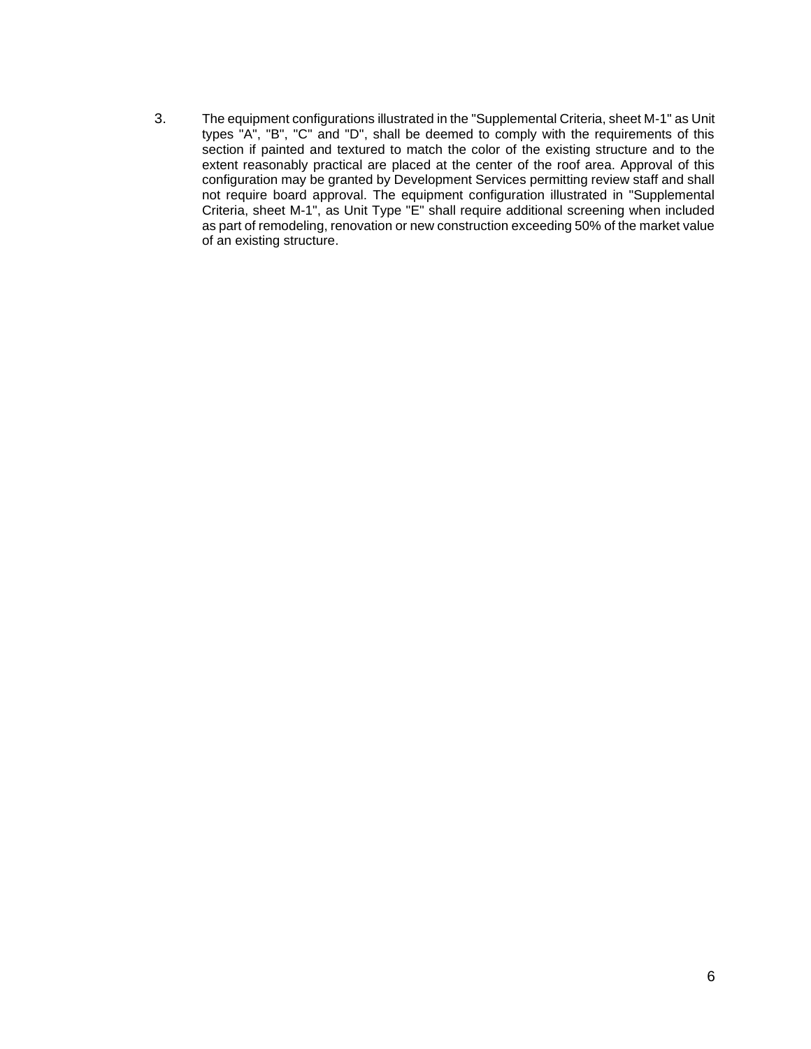3. The equipment configurations illustrated in the "Supplemental Criteria, sheet M-1" as Unit types "A", "B", "C" and "D", shall be deemed to comply with the requirements of this section if painted and textured to match the color of the existing structure and to the extent reasonably practical are placed at the center of the roof area. Approval of this configuration may be granted by Development Services permitting review staff and shall not require board approval. The equipment configuration illustrated in "Supplemental Criteria, sheet M-1", as Unit Type "E" shall require additional screening when included as part of remodeling, renovation or new construction exceeding 50% of the market value of an existing structure.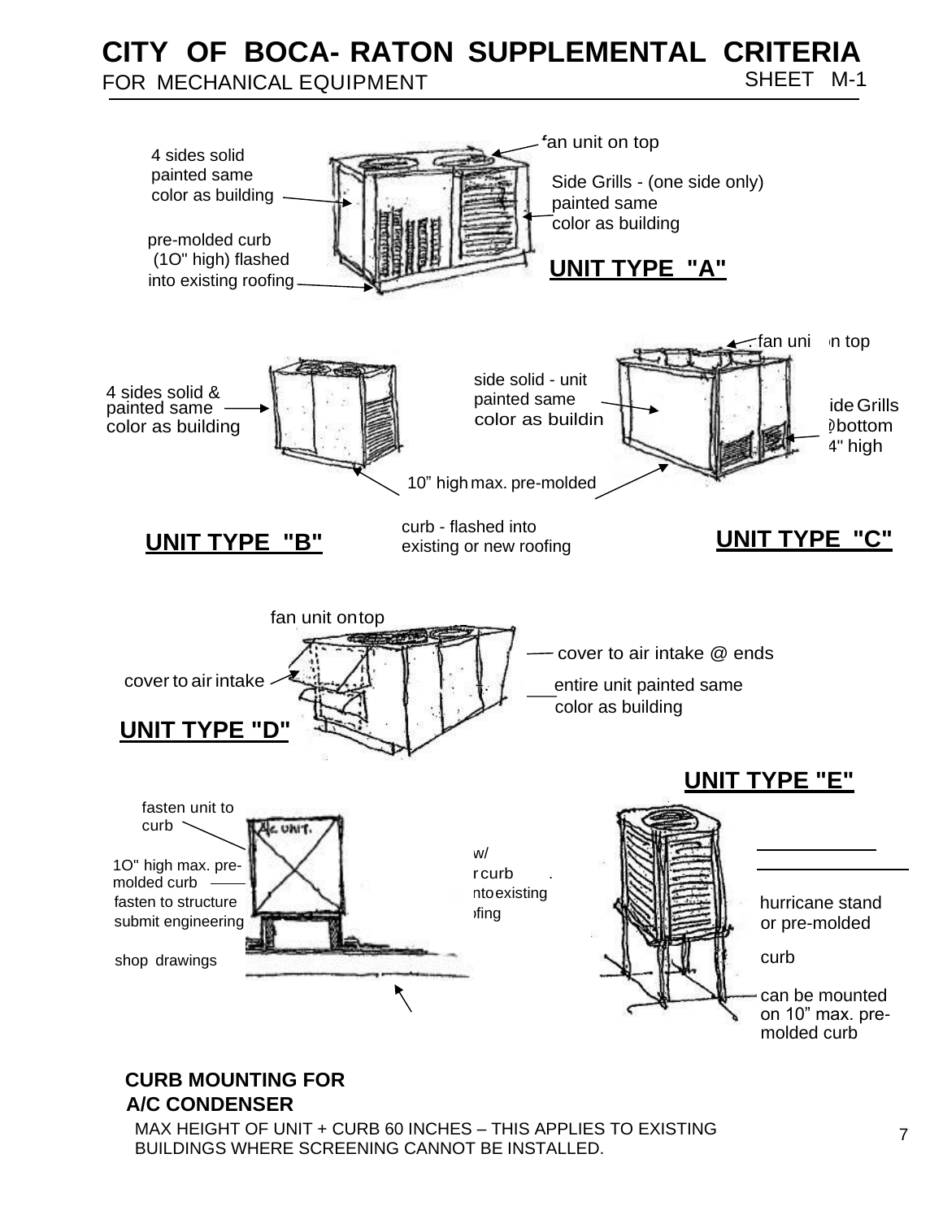# CITY OF BOCA- RATON SUPPLEMENTAL CRITERIA

FOR MECHANICAL EQUIPMENT

SHEET M-1

fan unit on top

4 sides solid painted same color as building

Side Grills - (one side only) painted same color as building

pre-molded curb (1O" high) flashed into existing roofing

**UNIT TYPE "A"**

fan uni n top

4 sides solid & painted same color as building

side solid - unit painted same color as buildin

ide Grills bottom 4" high

10” high max. pre-molded curb - flashed into existing or new roofing

**UNIT TYPE "B"**

**UNIT TYPE "C"**

fan unit ontop

cover to air intake @ ends

cover to air intake

entire unit painted same color as building

**UNIT TYPE "D"**

**UNIT TYPE "E"**

fasten unit to curb

1O" high max. pre-molded curb

fasten to structure submit engineering shop drawings

w/ r curb nto existing ofing

hurricane stand or pre-molded curb

can be mounted on 10” max. pre-molded curb

**CURB MOUNTING FOR A/C CONDENSER**

MAX HEIGHT OF UNIT + CURB 60 INCHES – THIS APPLIES TO EXISTING BUILDINGS WHERE SCREENING CANNOT BE INSTALLED.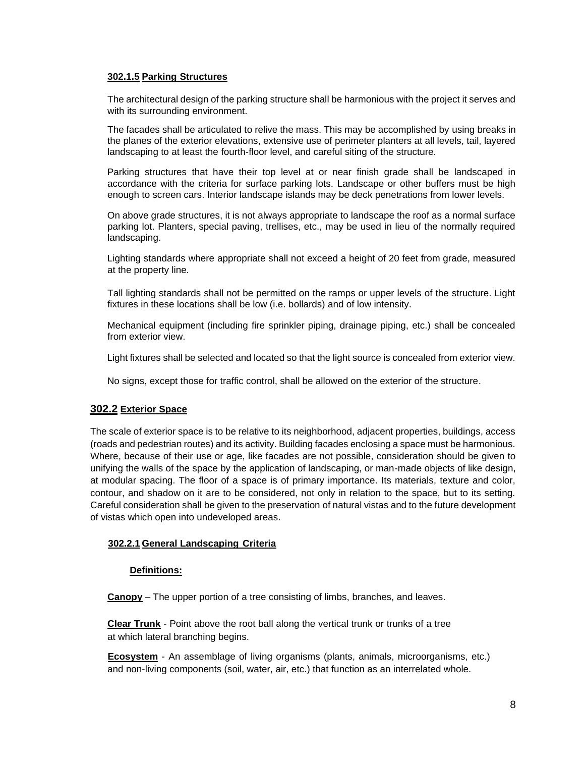#### **302.1.5 Parking Structures**

The architectural design of the parking structure shall be harmonious with the project it serves and with its surrounding environment.

The facades shall be articulated to relive the mass. This may be accomplished by using breaks in the planes of the exterior elevations, extensive use of perimeter planters at all levels, tail, layered landscaping to at least the fourth-floor level, and careful siting of the structure.

Parking structures that have their top level at or near finish grade shall be landscaped in accordance with the criteria for surface parking lots. Landscape or other buffers must be high enough to screen cars. Interior landscape islands may be deck penetrations from lower levels.

On above grade structures, it is not always appropriate to landscape the roof as a normal surface parking lot. Planters, special paving, trellises, etc., may be used in lieu of the normally required landscaping.

Lighting standards where appropriate shall not exceed a height of 20 feet from grade, measured at the property line.

Tall lighting standards shall not be permitted on the ramps or upper levels of the structure. Light fixtures in these locations shall be low (i.e. bollards) and of low intensity.

Mechanical equipment (including fire sprinkler piping, drainage piping, etc.) shall be concealed from exterior view.

Light fixtures shall be selected and located so that the light source is concealed from exterior view.

No signs, except those for traffic control, shall be allowed on the exterior of the structure.

### **302.2 Exterior Space**

The scale of exterior space is to be relative to its neighborhood, adjacent properties, buildings, access (roads and pedestrian routes) and its activity. Building facades enclosing a space must be harmonious. Where, because of their use or age, like facades are not possible, consideration should be given to unifying the walls of the space by the application of landscaping, or man-made objects of like design, at modular spacing. The floor of a space is of primary importance. Its materials, texture and color, contour, and shadow on it are to be considered, not only in relation to the space, but to its setting. Careful consideration shall be given to the preservation of natural vistas and to the future development of vistas which open into undeveloped areas.

#### **302.2.1 General Landscaping Criteria**

**Definitions:**

**Canopy** – The upper portion of a tree consisting of limbs, branches, and leaves.

**Clear Trunk** - Point above the root ball along the vertical trunk or trunks of a tree at which lateral branching begins.

**Ecosystem** - An assemblage of living organisms (plants, animals, microorganisms, etc.) and non-living components (soil, water, air, etc.) that function as an interrelated whole.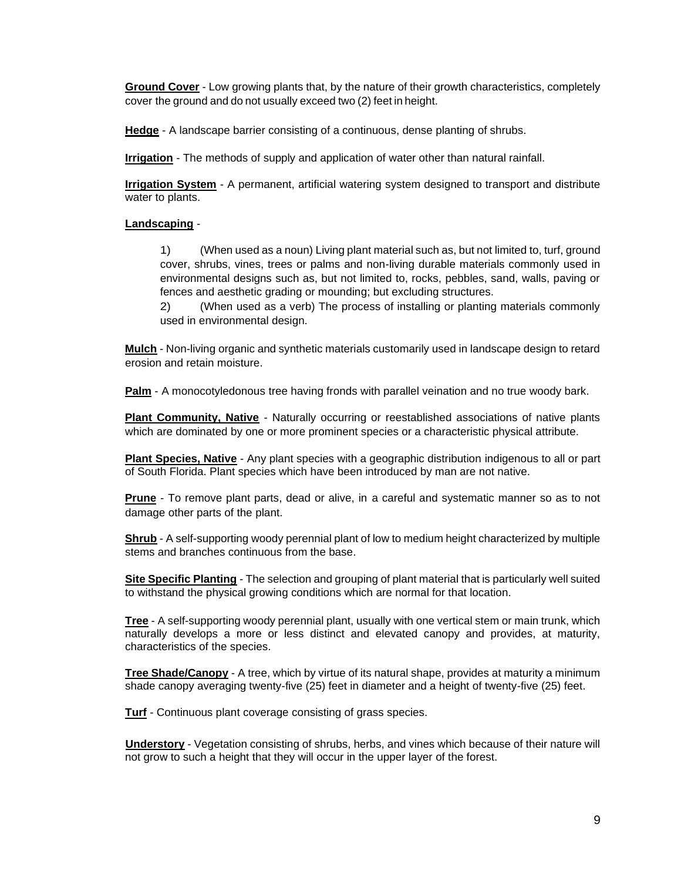**Ground Cover** - Low growing plants that, by the nature of their growth characteristics, completely cover the ground and do not usually exceed two (2) feet in height.

**Hedge** - A landscape barrier consisting of a continuous, dense planting of shrubs.

**Irrigation** - The methods of supply and application of water other than natural rainfall.

**Irrigation System** - A permanent, artificial watering system designed to transport and distribute water to plants.

**Landscaping** -

1) (When used as a noun) Living plant material such as, but not limited to, turf, ground cover, shrubs, vines, trees or palms and non-living durable materials commonly used in environmental designs such as, but not limited to, rocks, pebbles, sand, walls, paving or fences and aesthetic grading or mounding; but excluding structures.

2) (When used as a verb) The process of installing or planting materials commonly used in environmental design.

**Mulch** - Non-living organic and synthetic materials customarily used in landscape design to retard erosion and retain moisture.

**Palm** - A monocotyledonous tree having fronds with parallel veination and no true woody bark.

**Plant Community, Native** - Naturally occurring or reestablished associations of native plants which are dominated by one or more prominent species or a characteristic physical attribute.

**Plant Species, Native** - Any plant species with a geographic distribution indigenous to all or part of South Florida. Plant species which have been introduced by man are not native.

**Prune** - To remove plant parts, dead or alive, in a careful and systematic manner so as to not damage other parts of the plant.

**Shrub** - A self-supporting woody perennial plant of low to medium height characterized by multiple stems and branches continuous from the base.

**Site Specific Planting** - The selection and grouping of plant material that is particularly well suited to withstand the physical growing conditions which are normal for that location.

**Tree** - A self-supporting woody perennial plant, usually with one vertical stem or main trunk, which naturally develops a more or less distinct and elevated canopy and provides, at maturity, characteristics of the species.

**Tree Shade/Canopy** - A tree, which by virtue of its natural shape, provides at maturity a minimum shade canopy averaging twenty-five (25) feet in diameter and a height of twenty-five (25) feet.

**Turf** - Continuous plant coverage consisting of grass species.

**Understory** - Vegetation consisting of shrubs, herbs, and vines which because of their nature will not grow to such a height that they will occur in the upper layer of the forest.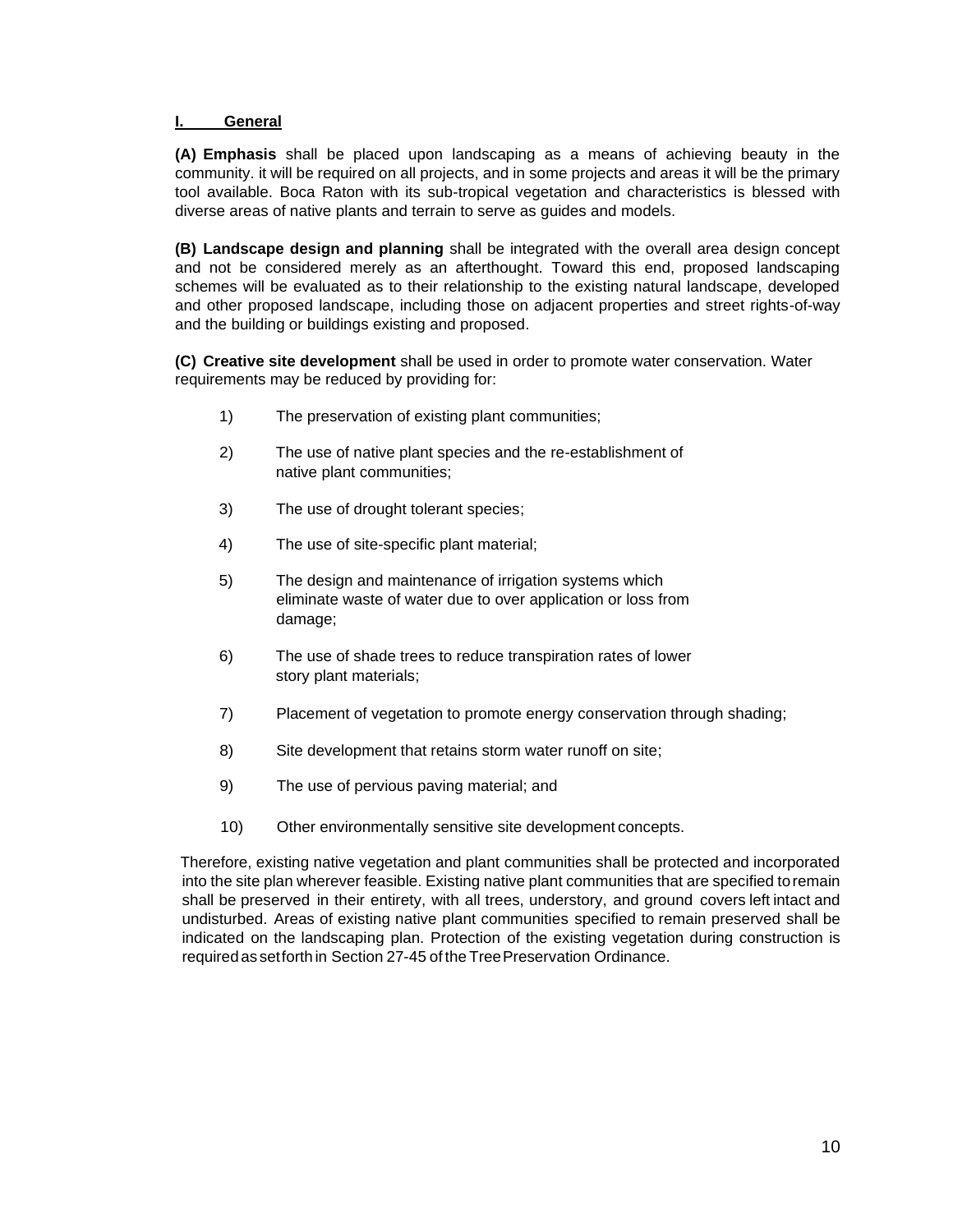## I. General

**(A) Emphasis** shall be placed upon landscaping as a means of achieving beauty in the community. it will be required on all projects, and in some projects and areas it will be the primary tool available. Boca Raton with its sub-tropical vegetation and characteristics is blessed with diverse areas of native plants and terrain to serve as guides and models.

**(B) Landscape design and planning** shall be integrated with the overall area design concept and not be considered merely as an afterthought. Toward this end, proposed landscaping schemes will be evaluated as to their relationship to the existing natural landscape, developed and other proposed landscape, including those on adjacent properties and street rights-of-way and the building or buildings existing and proposed.

**(C) Creative site development** shall be used in order to promote water conservation. Water requirements may be reduced by providing for:

1) The preservation of existing plant communities;

2) The use of native plant species and the re-establishment of native plant communities;

3) The use of drought tolerant species;

4) The use of site-specific plant material;

5) The design and maintenance of irrigation systems which eliminate waste of water due to over application or loss from damage;

6) The use of shade trees to reduce transpiration rates of lower story plant materials;

7) Placement of vegetation to promote energy conservation through shading;

8) Site development that retains storm water runoff on site;

9) The use of pervious paving material; and

10) Other environmentally sensitive site development concepts.

Therefore, existing native vegetation and plant communities shall be protected and incorporated into the site plan wherever feasible. Existing native plant communities that are specified to remain shall be preserved in their entirety, with all trees, understory, and ground covers left intact and undisturbed. Areas of existing native plant communities specified to remain preserved shall be indicated on the landscaping plan. Protection of the existing vegetation during construction is required as set forth in Section 27-45 of the Tree Preservation Ordinance.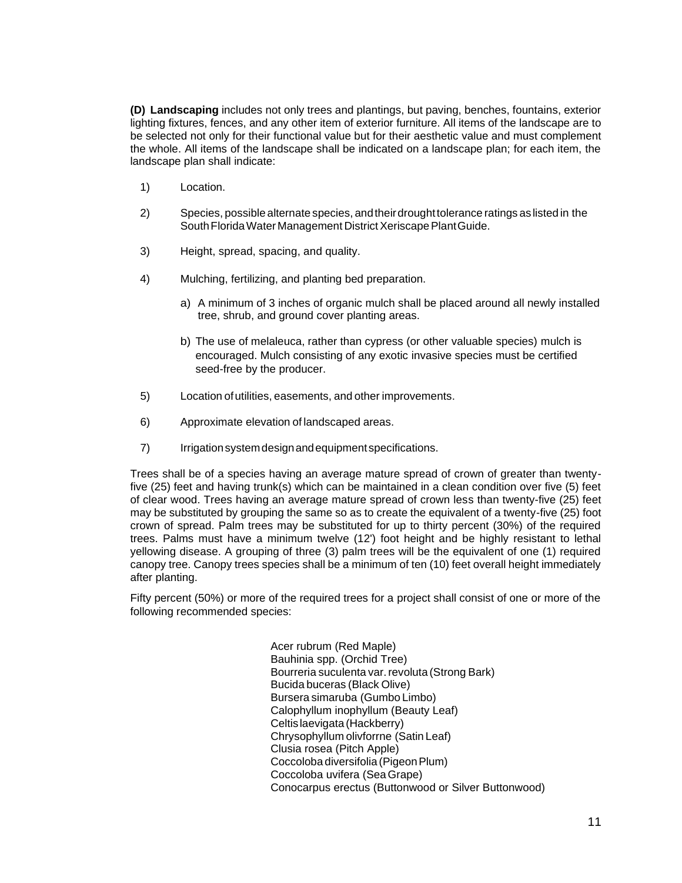**(D) Landscaping** includes not only trees and plantings, but paving, benches, fountains, exterior lighting fixtures, fences, and any other item of exterior furniture. All items of the landscape are to be selected not only for their functional value but for their aesthetic value and must complement the whole. All items of the landscape shall be indicated on a landscape plan; for each item, the landscape plan shall indicate:

1) Location.

2) Species, possible alternate species, and their drought tolerance ratings as listed in the South Florida Water Management District Xeriscape Plant Guide.

3) Height, spread, spacing, and quality.

4) Mulching, fertilizing, and planting bed preparation.

   a) A minimum of 3 inches of organic mulch shall be placed around all newly installed tree, shrub, and ground cover planting areas.

   b) The use of melaleuca, rather than cypress (or other valuable species) mulch is encouraged. Mulch consisting of any exotic invasive species must be certified seed-free by the producer.

5) Location of utilities, easements, and other improvements.

6) Approximate elevation of landscaped areas.

7) Irrigation system design and equipment specifications.

Trees shall be of a species having an average mature spread of crown of greater than twenty-five (25) feet and having trunk(s) which can be maintained in a clean condition over five (5) feet of clear wood. Trees having an average mature spread of crown less than twenty-five (25) feet may be substituted by grouping the same so as to create the equivalent of a twenty-five (25) foot crown of spread. Palm trees may be substituted for up to thirty percent (30%) of the required trees. Palms must have a minimum twelve (12') foot height and be highly resistant to lethal yellowing disease. A grouping of three (3) palm trees will be the equivalent of one (1) required canopy tree. Canopy trees species shall be a minimum of ten (10) feet overall height immediately after planting.

Fifty percent (50%) or more of the required trees for a project shall consist of one or more of the following recommended species:

Acer rubrum (Red Maple)
Bauhinia spp. (Orchid Tree)
Bourreria suculenta var. revoluta (Strong Bark)
Bucida buceras (Black Olive)
Bursera simaruba (Gumbo Limbo)
Calophyllum inophyllum (Beauty Leaf)
Celtis laevigata (Hackberry)
Chrysophyllum olivforrne (Satin Leaf)
Clusia rosea (Pitch Apple)
Coccoloba diversifolia (Pigeon Plum)
Coccoloba uvifera (Sea Grape)
Conocarpus erectus (Buttonwood or Silver Buttonwood)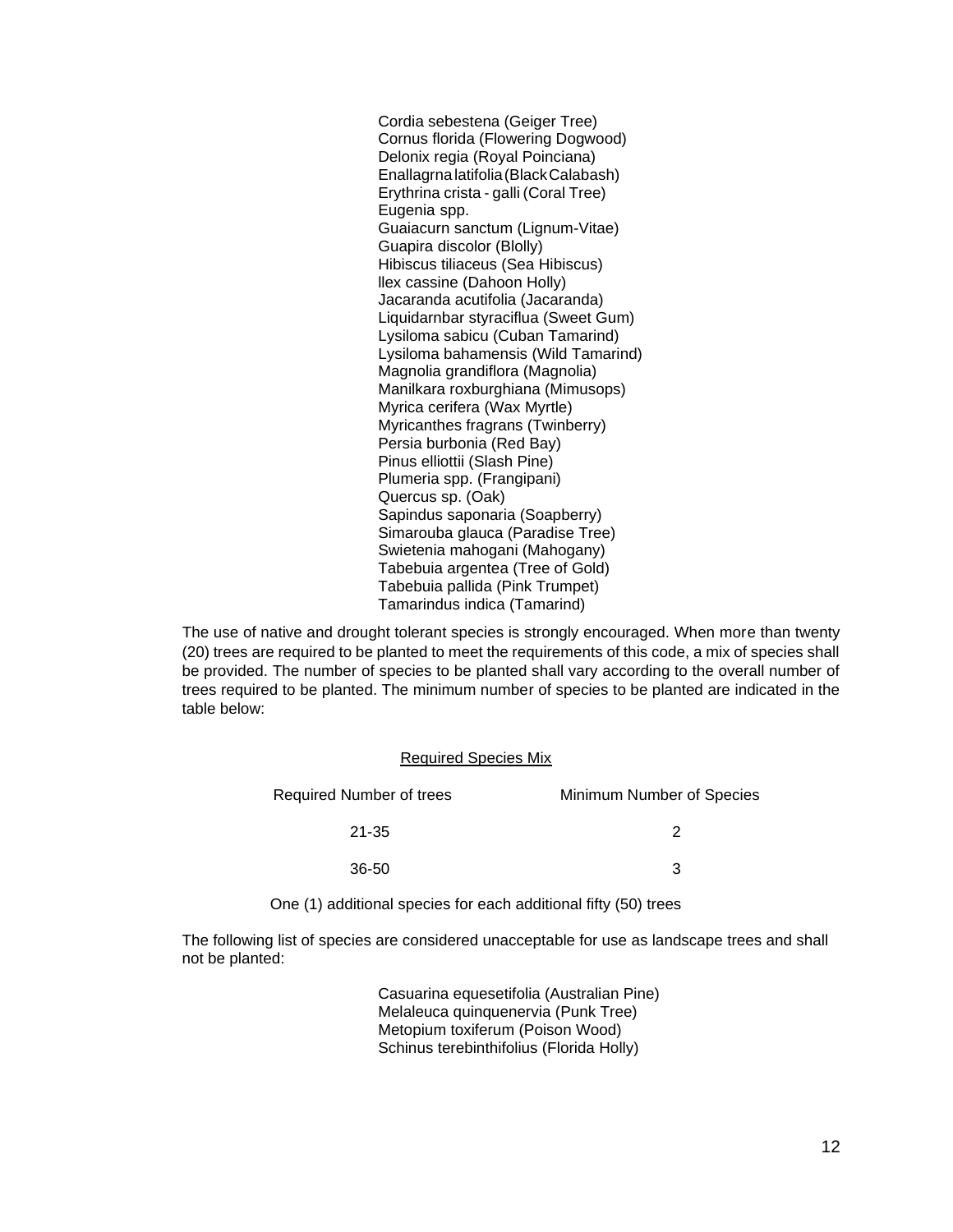Cordia sebestena (Geiger Tree)
Cornus florida (Flowering Dogwood)
Delonix regia (Royal Poinciana)
Enallagrna latifolia (Black Calabash)
Erythrina crista - galli (Coral Tree)
Eugenia spp.
Guaiacurn sanctum (Lignum-Vitae)
Guapira discolor (Blolly)
Hibiscus tiliaceus (Sea Hibiscus)
llex cassine (Dahoon Holly)
Jacaranda acutifolia (Jacaranda)
Liquidarnbar styraciflua (Sweet Gum)
Lysiloma sabicu (Cuban Tamarind)
Lysiloma bahamensis (Wild Tamarind)
Magnolia grandiflora (Magnolia)
Manilkara roxburghiana (Mimusops)
Myrica cerifera (Wax Myrtle)
Myricanthes fragrans (Twinberry)
Persia burbonia (Red Bay)
Pinus elliottii (Slash Pine)
Plumeria spp. (Frangipani)
Quercus sp. (Oak)
Sapindus saponaria (Soapberry)
Simarouba glauca (Paradise Tree)
Swietenia mahogani (Mahogany)
Tabebuia argentea (Tree of Gold)
Tabebuia pallida (Pink Trumpet)
Tamarindus indica (Tamarind)

The use of native and drought tolerant species is strongly encouraged. When more than twenty (20) trees are required to be planted to meet the requirements of this code, a mix of species shall be provided. The number of species to be planted shall vary according to the overall number of trees required to be planted. The minimum number of species to be planted are indicated in the table below:

Required Species Mix

| Required Number of trees | Minimum Number of Species |
|---|---|
| 21-35 | 2 |
| 36-50 | 3 |

One (1) additional species for each additional fifty (50) trees

The following list of species are considered unacceptable for use as landscape trees and shall not be planted:

Casuarina equesetifolia (Australian Pine)
Melaleuca quinquenervia (Punk Tree)
Metopium toxiferum (Poison Wood)
Schinus terebinthifolius (Florida Holly)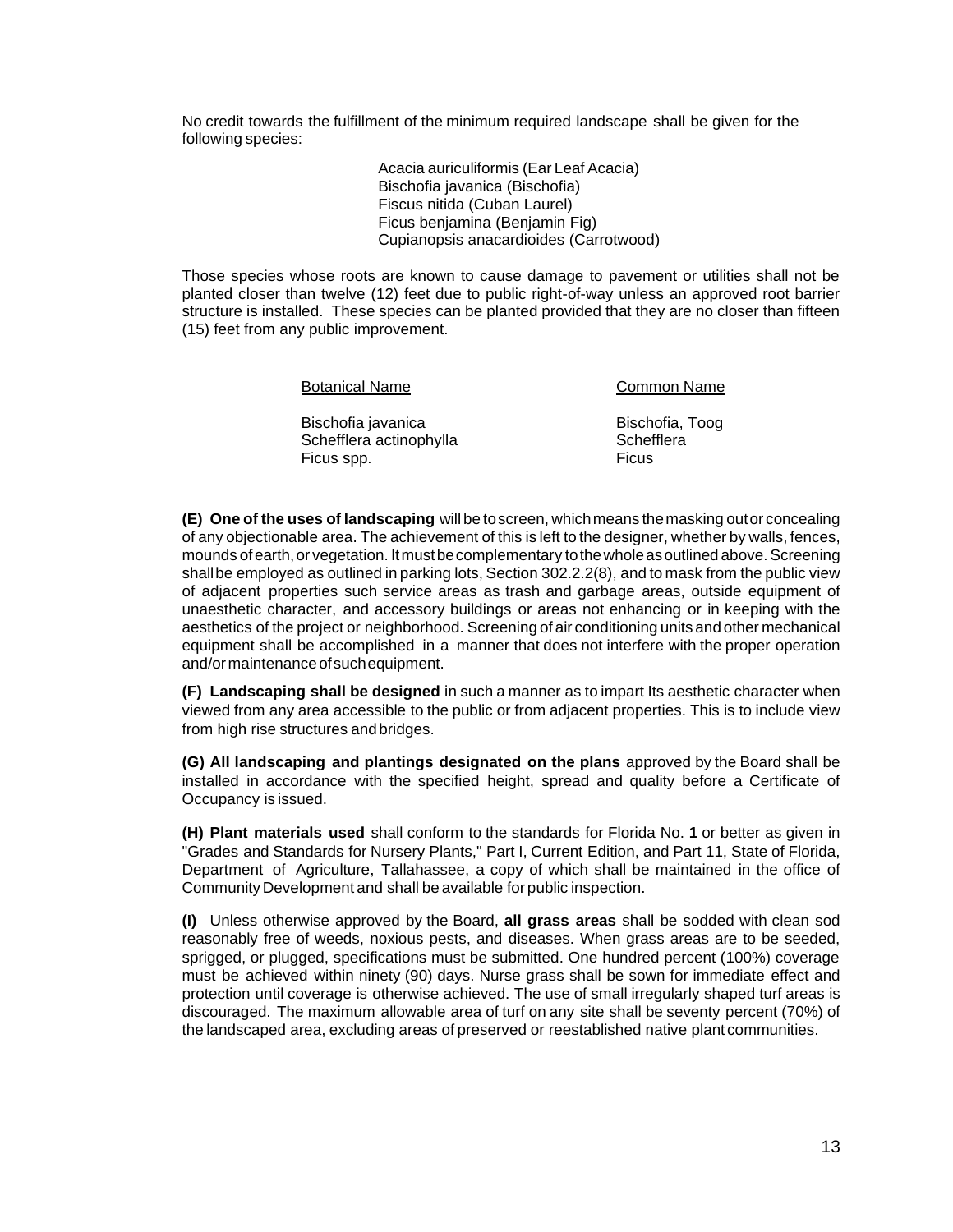No credit towards the fulfillment of the minimum required landscape shall be given for the following species:

> Acacia auriculiformis (Ear Leaf Acacia)
> Bischofia javanica (Bischofia)
> Fiscus nitida (Cuban Laurel)
> Ficus benjamina (Benjamin Fig)
> Cupianopsis anacardioides (Carrotwood)

Those species whose roots are known to cause damage to pavement or utilities shall not be planted closer than twelve (12) feet due to public right-of-way unless an approved root barrier structure is installed. These species can be planted provided that they are no closer than fifteen (15) feet from any public improvement.

| Botanical Name | Common Name |
| --- | --- |
| Bischofia javanica | Bischofia, Toog |
| Schefflera actinophylla | Schefflera |
| Ficus spp. | Ficus |

**(E) One of the uses of landscaping** will be to screen, which means the masking out or concealing of any objectionable area. The achievement of this is left to the designer, whether by walls, fences, mounds of earth, or vegetation. It must be complementary to the whole as outlined above. Screening shall be employed as outlined in parking lots, Section 302.2.2(8), and to mask from the public view of adjacent properties such service areas as trash and garbage areas, outside equipment of unaesthetic character, and accessory buildings or areas not enhancing or in keeping with the aesthetics of the project or neighborhood. Screening of air conditioning units and other mechanical equipment shall be accomplished in a manner that does not interfere with the proper operation and/or maintenance of such equipment.

**(F) Landscaping shall be designed** in such a manner as to impart Its aesthetic character when viewed from any area accessible to the public or from adjacent properties. This is to include view from high rise structures and bridges.

**(G) All landscaping and plantings designated on the plans** approved by the Board shall be installed in accordance with the specified height, spread and quality before a Certificate of Occupancy is issued.

**(H) Plant materials used** shall conform to the standards for Florida No. **1** or better as given in "Grades and Standards for Nursery Plants," Part I, Current Edition, and Part 11, State of Florida, Department of Agriculture, Tallahassee, a copy of which shall be maintained in the office of Community Development and shall be available for public inspection.

**(I)** Unless otherwise approved by the Board, **all grass areas** shall be sodded with clean sod reasonably free of weeds, noxious pests, and diseases. When grass areas are to be seeded, sprigged, or plugged, specifications must be submitted. One hundred percent (100%) coverage must be achieved within ninety (90) days. Nurse grass shall be sown for immediate effect and protection until coverage is otherwise achieved. The use of small irregularly shaped turf areas is discouraged. The maximum allowable area of turf on any site shall be seventy percent (70%) of the landscaped area, excluding areas of preserved or reestablished native plant communities.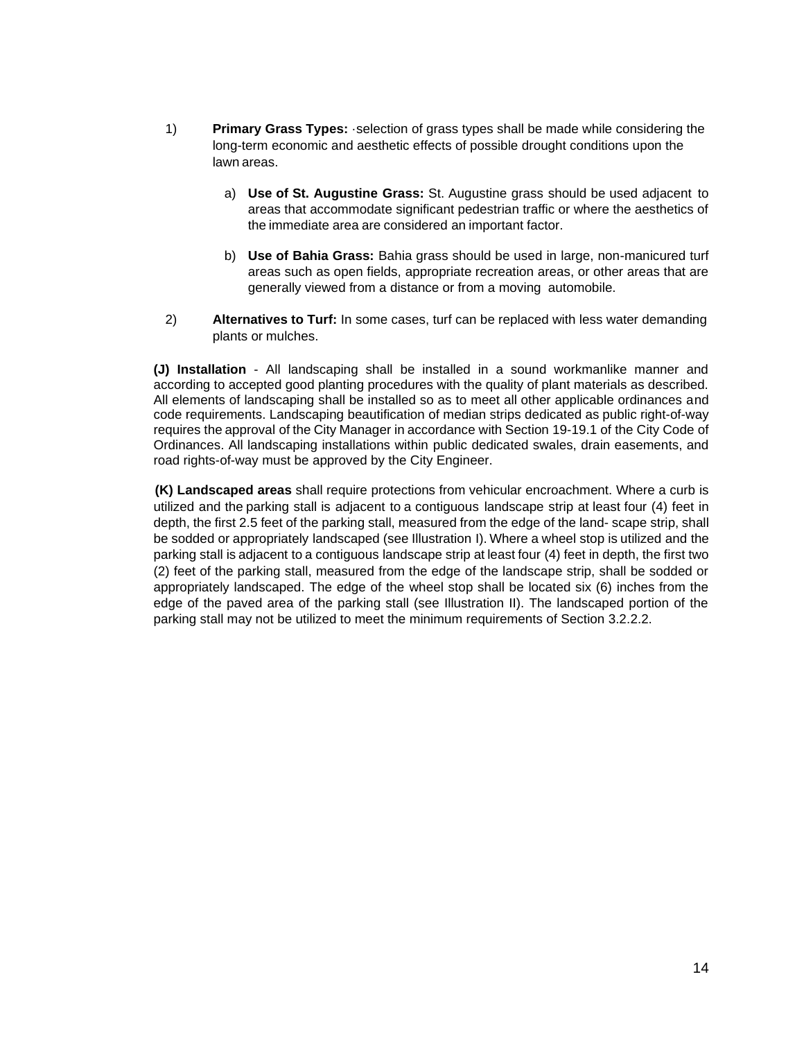1) **Primary Grass Types:** ·selection of grass types shall be made while considering the long-term economic and aesthetic effects of possible drought conditions upon the lawn areas.

   a) **Use of St. Augustine Grass:** St. Augustine grass should be used adjacent to areas that accommodate significant pedestrian traffic or where the aesthetics of the immediate area are considered an important factor.

   b) **Use of Bahia Grass:** Bahia grass should be used in large, non-manicured turf areas such as open fields, appropriate recreation areas, or other areas that are generally viewed from a distance or from a moving automobile.

2) **Alternatives to Turf:** In some cases, turf can be replaced with less water demanding plants or mulches.

**(J) Installation** - All landscaping shall be installed in a sound workmanlike manner and according to accepted good planting procedures with the quality of plant materials as described. All elements of landscaping shall be installed so as to meet all other applicable ordinances and code requirements. Landscaping beautification of median strips dedicated as public right-of-way requires the approval of the City Manager in accordance with Section 19-19.1 of the City Code of Ordinances. All landscaping installations within public dedicated swales, drain easements, and road rights-of-way must be approved by the City Engineer.

**(K) Landscaped areas** shall require protections from vehicular encroachment. Where a curb is utilized and the parking stall is adjacent to a contiguous landscape strip at least four (4) feet in depth, the first 2.5 feet of the parking stall, measured from the edge of the land- scape strip, shall be sodded or appropriately landscaped (see Illustration I). Where a wheel stop is utilized and the parking stall is adjacent to a contiguous landscape strip at least four (4) feet in depth, the first two (2) feet of the parking stall, measured from the edge of the landscape strip, shall be sodded or appropriately landscaped. The edge of the wheel stop shall be located six (6) inches from the edge of the paved area of the parking stall (see Illustration II). The landscaped portion of the parking stall may not be utilized to meet the minimum requirements of Section 3.2.2.2.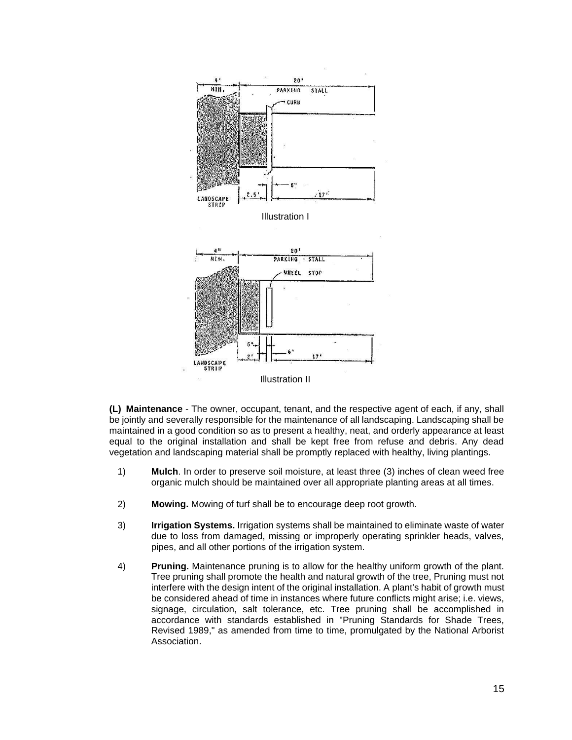Illustration I

Illustration II

**(L) Maintenance** - The owner, occupant, tenant, and the respective agent of each, if any, shall be jointly and severally responsible for the maintenance of all landscaping. Landscaping shall be maintained in a good condition so as to present a healthy, neat, and orderly appearance at least equal to the original installation and shall be kept free from refuse and debris. Any dead vegetation and landscaping material shall be promptly replaced with healthy, living plantings.

1) **Mulch**. In order to preserve soil moisture, at least three (3) inches of clean weed free organic mulch should be maintained over all appropriate planting areas at all times.

2) **Mowing.** Mowing of turf shall be to encourage deep root growth.

3) **Irrigation Systems.** Irrigation systems shall be maintained to eliminate waste of water due to loss from damaged, missing or improperly operating sprinkler heads, valves, pipes, and all other portions of the irrigation system.

4) **Pruning.** Maintenance pruning is to allow for the healthy uniform growth of the plant. Tree pruning shall promote the health and natural growth of the tree, Pruning must not interfere with the design intent of the original installation. A plant's habit of growth must be considered ahead of time in instances where future conflicts might arise; i.e. views, signage, circulation, salt tolerance, etc. Tree pruning shall be accomplished in accordance with standards established in "Pruning Standards for Shade Trees, Revised 1989," as amended from time to time, promulgated by the National Arborist Association.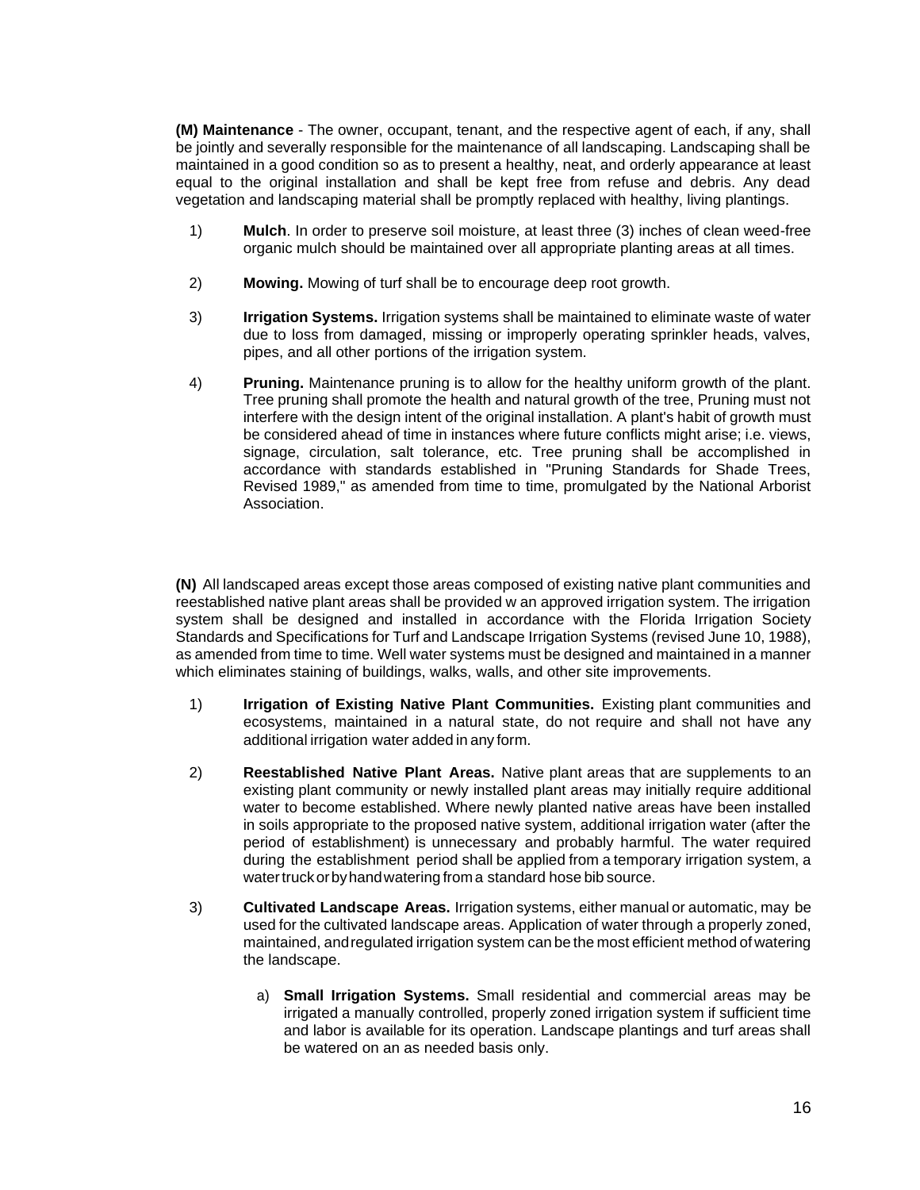**(M) Maintenance** - The owner, occupant, tenant, and the respective agent of each, if any, shall be jointly and severally responsible for the maintenance of all landscaping. Landscaping shall be maintained in a good condition so as to present a healthy, neat, and orderly appearance at least equal to the original installation and shall be kept free from refuse and debris. Any dead vegetation and landscaping material shall be promptly replaced with healthy, living plantings.

1) **Mulch**. In order to preserve soil moisture, at least three (3) inches of clean weed-free organic mulch should be maintained over all appropriate planting areas at all times.

2) **Mowing.** Mowing of turf shall be to encourage deep root growth.

3) **Irrigation Systems.** Irrigation systems shall be maintained to eliminate waste of water due to loss from damaged, missing or improperly operating sprinkler heads, valves, pipes, and all other portions of the irrigation system.

4) **Pruning.** Maintenance pruning is to allow for the healthy uniform growth of the plant. Tree pruning shall promote the health and natural growth of the tree, Pruning must not interfere with the design intent of the original installation. A plant's habit of growth must be considered ahead of time in instances where future conflicts might arise; i.e. views, signage, circulation, salt tolerance, etc. Tree pruning shall be accomplished in accordance with standards established in "Pruning Standards for Shade Trees, Revised 1989," as amended from time to time, promulgated by the National Arborist Association.

**(N)** All landscaped areas except those areas composed of existing native plant communities and reestablished native plant areas shall be provided w an approved irrigation system. The irrigation system shall be designed and installed in accordance with the Florida Irrigation Society Standards and Specifications for Turf and Landscape Irrigation Systems (revised June 10, 1988), as amended from time to time. Well water systems must be designed and maintained in a manner which eliminates staining of buildings, walks, walls, and other site improvements.

1) **Irrigation of Existing Native Plant Communities.** Existing plant communities and ecosystems, maintained in a natural state, do not require and shall not have any additional irrigation water added in any form.

2) **Reestablished Native Plant Areas.** Native plant areas that are supplements to an existing plant community or newly installed plant areas may initially require additional water to become established. Where newly planted native areas have been installed in soils appropriate to the proposed native system, additional irrigation water (after the period of establishment) is unnecessary and probably harmful. The water required during the establishment period shall be applied from a temporary irrigation system, a water truck or by hand watering from a standard hose bib source.

3) **Cultivated Landscape Areas.** Irrigation systems, either manual or automatic, may be used for the cultivated landscape areas. Application of water through a properly zoned, maintained, and regulated irrigation system can be the most efficient method of watering the landscape.

   a) **Small Irrigation Systems.** Small residential and commercial areas may be irrigated a manually controlled, properly zoned irrigation system if sufficient time and labor is available for its operation. Landscape plantings and turf areas shall be watered on an as needed basis only.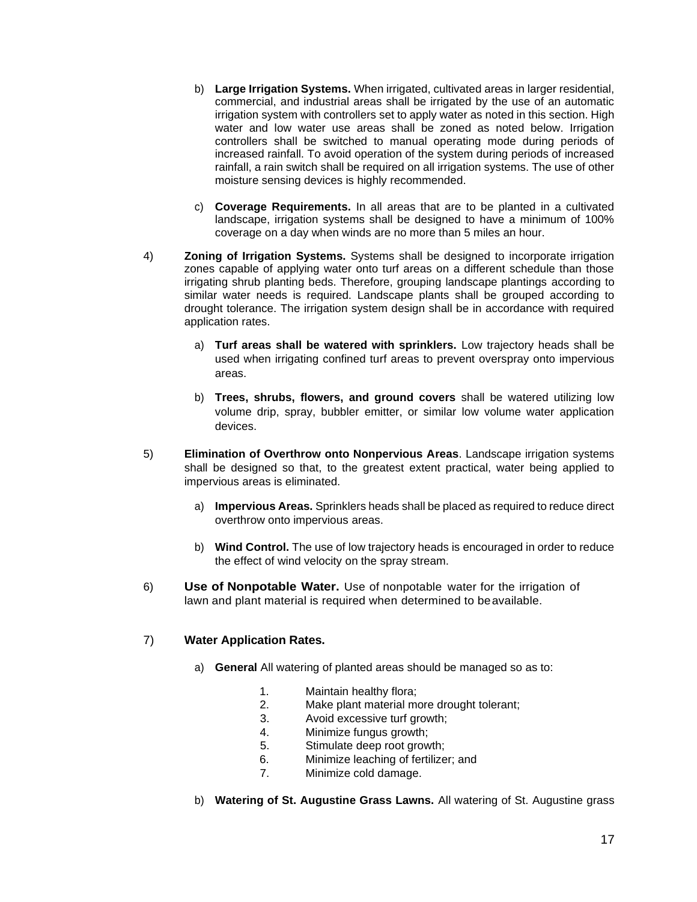b) **Large Irrigation Systems.** When irrigated, cultivated areas in larger residential, commercial, and industrial areas shall be irrigated by the use of an automatic irrigation system with controllers set to apply water as noted in this section. High water and low water use areas shall be zoned as noted below. Irrigation controllers shall be switched to manual operating mode during periods of increased rainfall. To avoid operation of the system during periods of increased rainfall, a rain switch shall be required on all irrigation systems. The use of other moisture sensing devices is highly recommended.

c) **Coverage Requirements.** In all areas that are to be planted in a cultivated landscape, irrigation systems shall be designed to have a minimum of 100% coverage on a day when winds are no more than 5 miles an hour.

4) **Zoning of Irrigation Systems.** Systems shall be designed to incorporate irrigation zones capable of applying water onto turf areas on a different schedule than those irrigating shrub planting beds. Therefore, grouping landscape plantings according to similar water needs is required. Landscape plants shall be grouped according to drought tolerance. The irrigation system design shall be in accordance with required application rates.

a) **Turf areas shall be watered with sprinklers.** Low trajectory heads shall be used when irrigating confined turf areas to prevent overspray onto impervious areas.

b) **Trees, shrubs, flowers, and ground covers** shall be watered utilizing low volume drip, spray, bubbler emitter, or similar low volume water application devices.

5) **Elimination of Overthrow onto Nonpervious Areas**. Landscape irrigation systems shall be designed so that, to the greatest extent practical, water being applied to impervious areas is eliminated.

a) **Impervious Areas.** Sprinklers heads shall be placed as required to reduce direct overthrow onto impervious areas.

b) **Wind Control.** The use of low trajectory heads is encouraged in order to reduce the effect of wind velocity on the spray stream.

6) **Use of Nonpotable Water.** Use of nonpotable water for the irrigation of lawn and plant material is required when determined to be available.

7) **Water Application Rates.**

a) **General** All watering of planted areas should be managed so as to:

1. Maintain healthy flora;
2. Make plant material more drought tolerant;
3. Avoid excessive turf growth;
4. Minimize fungus growth;
5. Stimulate deep root growth;
6. Minimize leaching of fertilizer; and
7. Minimize cold damage.

b) **Watering of St. Augustine Grass Lawns.** All watering of St. Augustine grass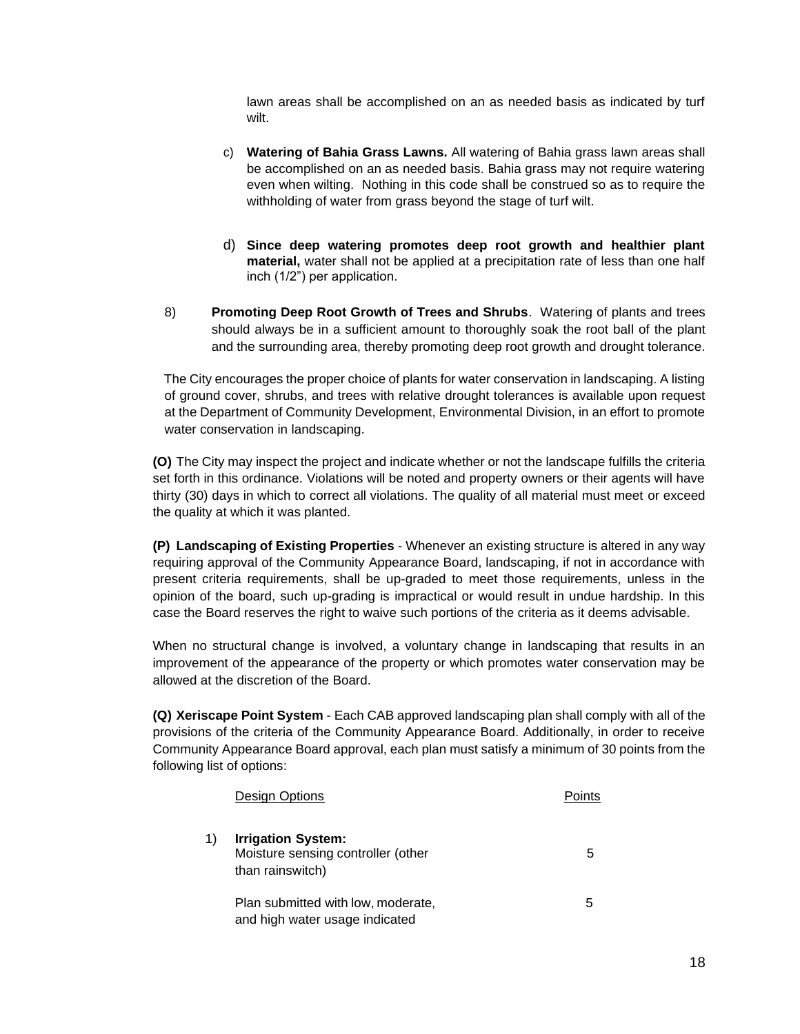lawn areas shall be accomplished on an as needed basis as indicated by turf wilt.

c) **Watering of Bahia Grass Lawns.** All watering of Bahia grass lawn areas shall be accomplished on an as needed basis. Bahia grass may not require watering even when wilting. Nothing in this code shall be construed so as to require the withholding of water from grass beyond the stage of turf wilt.

d) **Since deep watering promotes deep root growth and healthier plant material,** water shall not be applied at a precipitation rate of less than one half inch (1/2") per application.

8) **Promoting Deep Root Growth of Trees and Shrubs**. Watering of plants and trees should always be in a sufficient amount to thoroughly soak the root ball of the plant and the surrounding area, thereby promoting deep root growth and drought tolerance.

The City encourages the proper choice of plants for water conservation in landscaping. A listing of ground cover, shrubs, and trees with relative drought tolerances is available upon request at the Department of Community Development, Environmental Division, in an effort to promote water conservation in landscaping.

**(O)** The City may inspect the project and indicate whether or not the landscape fulfills the criteria set forth in this ordinance. Violations will be noted and property owners or their agents will have thirty (30) days in which to correct all violations. The quality of all material must meet or exceed the quality at which it was planted.

**(P) Landscaping of Existing Properties** - Whenever an existing structure is altered in any way requiring approval of the Community Appearance Board, landscaping, if not in accordance with present criteria requirements, shall be up-graded to meet those requirements, unless in the opinion of the board, such up-grading is impractical or would result in undue hardship. In this case the Board reserves the right to waive such portions of the criteria as it deems advisable.

When no structural change is involved, a voluntary change in landscaping that results in an improvement of the appearance of the property or which promotes water conservation may be allowed at the discretion of the Board.

**(Q) Xeriscape Point System** - Each CAB approved landscaping plan shall comply with all of the provisions of the criteria of the Community Appearance Board. Additionally, in order to receive Community Appearance Board approval, each plan must satisfy a minimum of 30 points from the following list of options:

| | Design Options | Points |
|---|---|---|
| 1) | **Irrigation System:** Moisture sensing controller (other than rainswitch) | 5 |
| | Plan submitted with low, moderate, and high water usage indicated | 5 |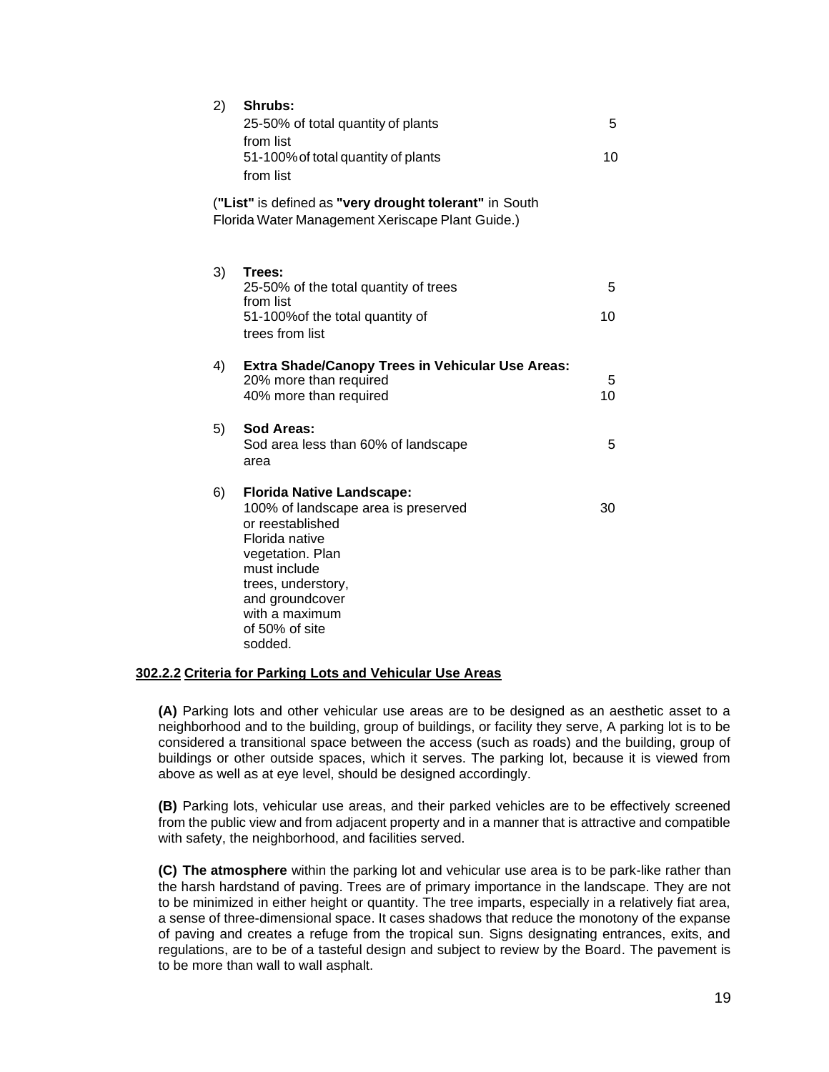2) **Shrubs:**

| | |
|---|---|
| 25-50% of total quantity of plants from list | 5 |
| 51-100% of total quantity of plants from list | 10 |

(**"List"** is defined as **"very drought tolerant"** in South Florida Water Management Xeriscape Plant Guide.)

3) **Trees:**

| | |
|---|---|
| 25-50% of the total quantity of trees from list | 5 |
| 51-100%of the total quantity of trees from list | 10 |

4) **Extra Shade/Canopy Trees in Vehicular Use Areas:**

| | |
|---|---|
| 20% more than required | 5 |
| 40% more than required | 10 |

5) **Sod Areas:**

| | |
|---|---|
| Sod area less than 60% of landscape area | 5 |

6) **Florida Native Landscape:**

| | |
|---|---|
| 100% of landscape area is preserved or reestablished Florida native vegetation. Plan must include trees, understory, and groundcover with a maximum of 50% of site sodded. | 30 |

**<u>302.2.2 Criteria for Parking Lots and Vehicular Use Areas</u>**

**(A)** Parking lots and other vehicular use areas are to be designed as an aesthetic asset to a neighborhood and to the building, group of buildings, or facility they serve, A parking lot is to be considered a transitional space between the access (such as roads) and the building, group of buildings or other outside spaces, which it serves. The parking lot, because it is viewed from above as well as at eye level, should be designed accordingly.

**(B)** Parking lots, vehicular use areas, and their parked vehicles are to be effectively screened from the public view and from adjacent property and in a manner that is attractive and compatible with safety, the neighborhood, and facilities served.

**(C) The atmosphere** within the parking lot and vehicular use area is to be park-like rather than the harsh hardstand of paving. Trees are of primary importance in the landscape. They are not to be minimized in either height or quantity. The tree imparts, especially in a relatively fiat area, a sense of three-dimensional space. It cases shadows that reduce the monotony of the expanse of paving and creates a refuge from the tropical sun. Signs designating entrances, exits, and regulations, are to be of a tasteful design and subject to review by the Board. The pavement is to be more than wall to wall asphalt.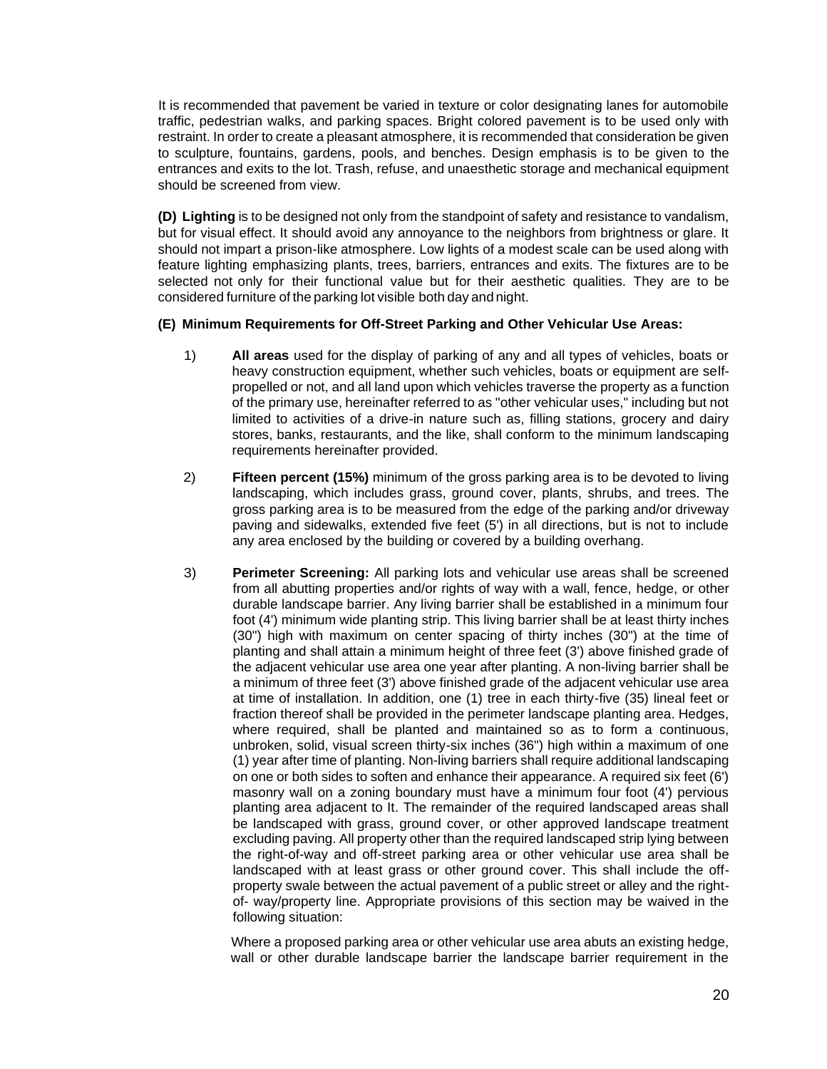It is recommended that pavement be varied in texture or color designating lanes for automobile traffic, pedestrian walks, and parking spaces. Bright colored pavement is to be used only with restraint. In order to create a pleasant atmosphere, it is recommended that consideration be given to sculpture, fountains, gardens, pools, and benches. Design emphasis is to be given to the entrances and exits to the lot. Trash, refuse, and unaesthetic storage and mechanical equipment should be screened from view.

**(D) Lighting** is to be designed not only from the standpoint of safety and resistance to vandalism, but for visual effect. It should avoid any annoyance to the neighbors from brightness or glare. It should not impart a prison-like atmosphere. Low lights of a modest scale can be used along with feature lighting emphasizing plants, trees, barriers, entrances and exits. The fixtures are to be selected not only for their functional value but for their aesthetic qualities. They are to be considered furniture of the parking lot visible both day and night.

**(E) Minimum Requirements for Off-Street Parking and Other Vehicular Use Areas:**

1) **All areas** used for the display of parking of any and all types of vehicles, boats or heavy construction equipment, whether such vehicles, boats or equipment are self-propelled or not, and all land upon which vehicles traverse the property as a function of the primary use, hereinafter referred to as "other vehicular uses," including but not limited to activities of a drive-in nature such as, filling stations, grocery and dairy stores, banks, restaurants, and the like, shall conform to the minimum landscaping requirements hereinafter provided.

2) **Fifteen percent (15%)** minimum of the gross parking area is to be devoted to living landscaping, which includes grass, ground cover, plants, shrubs, and trees. The gross parking area is to be measured from the edge of the parking and/or driveway paving and sidewalks, extended five feet (5') in all directions, but is not to include any area enclosed by the building or covered by a building overhang.

3) **Perimeter Screening:** All parking lots and vehicular use areas shall be screened from all abutting properties and/or rights of way with a wall, fence, hedge, or other durable landscape barrier. Any living barrier shall be established in a minimum four foot (4') minimum wide planting strip. This living barrier shall be at least thirty inches (30") high with maximum on center spacing of thirty inches (30") at the time of planting and shall attain a minimum height of three feet (3') above finished grade of the adjacent vehicular use area one year after planting. A non-living barrier shall be a minimum of three feet (3') above finished grade of the adjacent vehicular use area at time of installation. In addition, one (1) tree in each thirty-five (35) lineal feet or fraction thereof shall be provided in the perimeter landscape planting area. Hedges, where required, shall be planted and maintained so as to form a continuous, unbroken, solid, visual screen thirty-six inches (36") high within a maximum of one (1) year after time of planting. Non-living barriers shall require additional landscaping on one or both sides to soften and enhance their appearance. A required six feet (6') masonry wall on a zoning boundary must have a minimum four foot (4') pervious planting area adjacent to It. The remainder of the required landscaped areas shall be landscaped with grass, ground cover, or other approved landscape treatment excluding paving. All property other than the required landscaped strip lying between the right-of-way and off-street parking area or other vehicular use area shall be landscaped with at least grass or other ground cover. This shall include the off-property swale between the actual pavement of a public street or alley and the right-of- way/property line. Appropriate provisions of this section may be waived in the following situation:

   Where a proposed parking area or other vehicular use area abuts an existing hedge, wall or other durable landscape barrier the landscape barrier requirement in the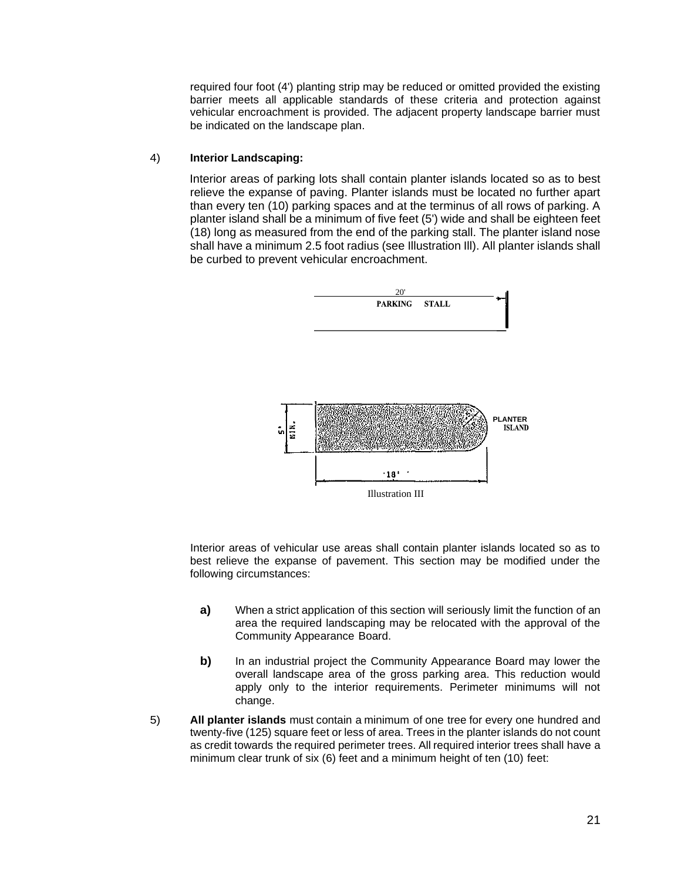required four foot (4') planting strip may be reduced or omitted provided the existing barrier meets all applicable standards of these criteria and protection against vehicular encroachment is provided. The adjacent property landscape barrier must be indicated on the landscape plan.

4) **Interior Landscaping:**

Interior areas of parking lots shall contain planter islands located so as to best relieve the expanse of paving. Planter islands must be located no further apart than every ten (10) parking spaces and at the terminus of all rows of parking. A planter island shall be a minimum of five feet (5') wide and shall be eighteen feet (18) long as measured from the end of the parking stall. The planter island nose shall have a minimum 2.5 foot radius (see Illustration Ill). All planter islands shall be curbed to prevent vehicular encroachment.

20'
PARKING STALL

5' MIN.
PLANTER ISLAND
18'

Illustration III

Interior areas of vehicular use areas shall contain planter islands located so as to best relieve the expanse of pavement. This section may be modified under the following circumstances:

**a)** When a strict application of this section will seriously limit the function of an area the required landscaping may be relocated with the approval of the Community Appearance Board.

**b)** In an industrial project the Community Appearance Board may lower the overall landscape area of the gross parking area. This reduction would apply only to the interior requirements. Perimeter minimums will not change.

5) **All planter islands** must contain a minimum of one tree for every one hundred and twenty-five (125) square feet or less of area. Trees in the planter islands do not count as credit towards the required perimeter trees. All required interior trees shall have a minimum clear trunk of six (6) feet and a minimum height of ten (10) feet: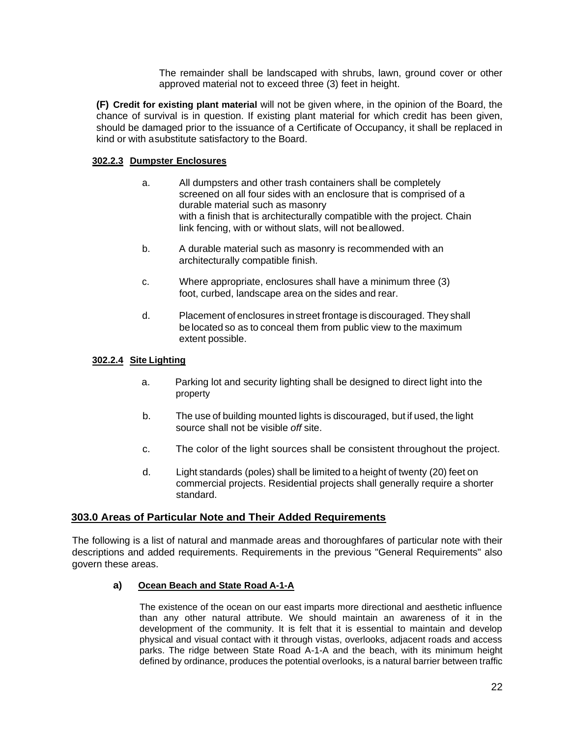The remainder shall be landscaped with shrubs, lawn, ground cover or other approved material not to exceed three (3) feet in height.

**(F) Credit for existing plant material** will not be given where, in the opinion of the Board, the chance of survival is in question. If existing plant material for which credit has been given, should be damaged prior to the issuance of a Certificate of Occupancy, it shall be replaced in kind or with asubstitute satisfactory to the Board.

#### **302.2.3 Dumpster Enclosures**

a. All dumpsters and other trash containers shall be completely screened on all four sides with an enclosure that is comprised of a durable material such as masonry with a finish that is architecturally compatible with the project. Chain link fencing, with or without slats, will not beallowed.

b. A durable material such as masonry is recommended with an architecturally compatible finish.

c. Where appropriate, enclosures shall have a minimum three (3) foot, curbed, landscape area on the sides and rear.

d. Placement of enclosures in street frontage is discouraged. They shall be located so as to conceal them from public view to the maximum extent possible.

#### **302.2.4 Site Lighting**

a. Parking lot and security lighting shall be designed to direct light into the property

b. The use of building mounted lights is discouraged, but if used, the light source shall not be visible *off* site.

c. The color of the light sources shall be consistent throughout the project.

d. Light standards (poles) shall be limited to a height of twenty (20) feet on commercial projects. Residential projects shall generally require a shorter standard.

## **303.0 Areas of Particular Note and Their Added Requirements**

The following is a list of natural and manmade areas and thoroughfares of particular note with their descriptions and added requirements. Requirements in the previous "General Requirements" also govern these areas.

### **a) Ocean Beach and State Road A-1-A**

The existence of the ocean on our east imparts more directional and aesthetic influence than any other natural attribute. We should maintain an awareness of it in the development of the community. It is felt that it is essential to maintain and develop physical and visual contact with it through vistas, overlooks, adjacent roads and access parks. The ridge between State Road A-1-A and the beach, with its minimum height defined by ordinance, produces the potential overlooks, is a natural barrier between traffic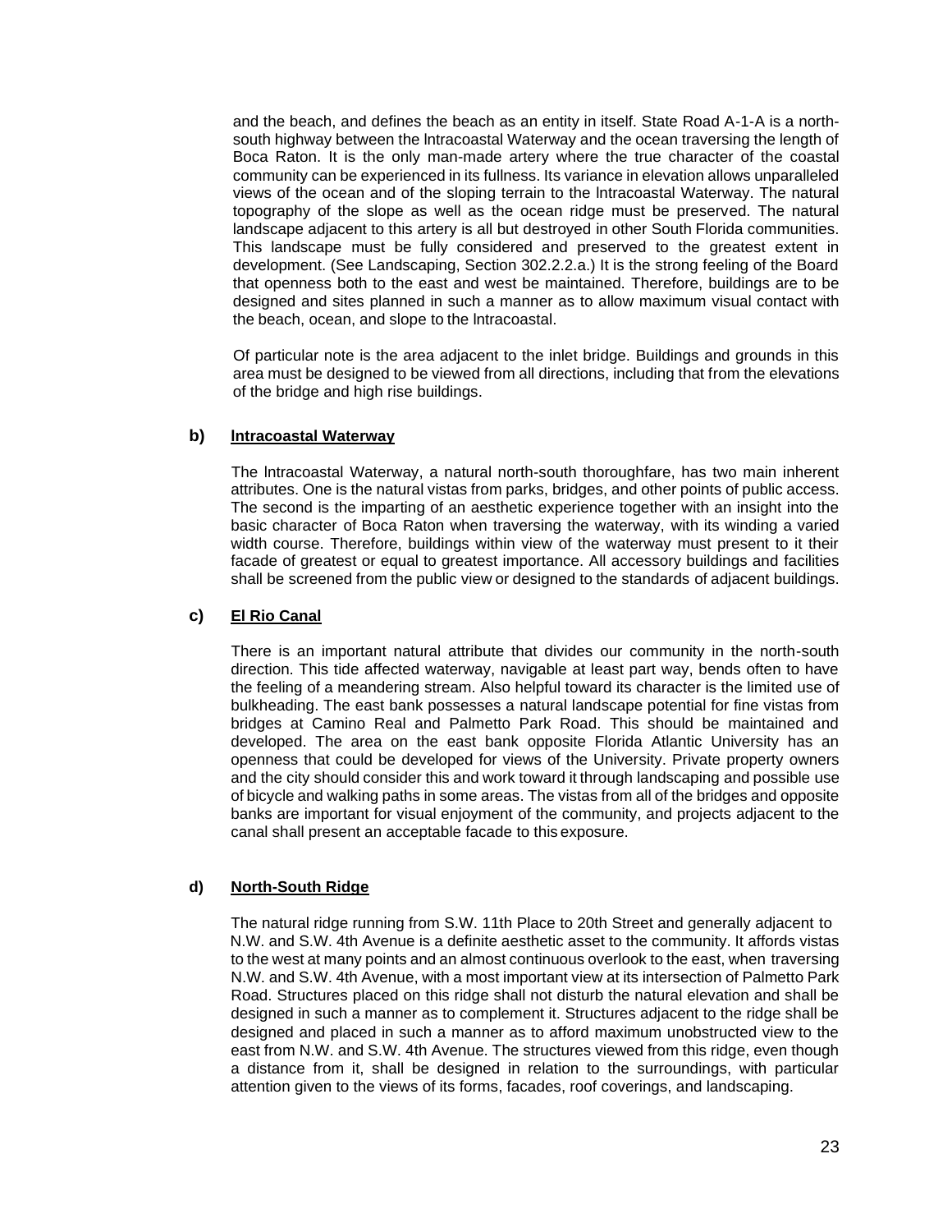and the beach, and defines the beach as an entity in itself. State Road A-1-A is a north-south highway between the lntracoastal Waterway and the ocean traversing the length of Boca Raton. It is the only man-made artery where the true character of the coastal community can be experienced in its fullness. Its variance in elevation allows unparalleled views of the ocean and of the sloping terrain to the lntracoastal Waterway. The natural topography of the slope as well as the ocean ridge must be preserved. The natural landscape adjacent to this artery is all but destroyed in other South Florida communities. This landscape must be fully considered and preserved to the greatest extent in development. (See Landscaping, Section 302.2.2.a.) It is the strong feeling of the Board that openness both to the east and west be maintained. Therefore, buildings are to be designed and sites planned in such a manner as to allow maximum visual contact with the beach, ocean, and slope to the lntracoastal.

Of particular note is the area adjacent to the inlet bridge. Buildings and grounds in this area must be designed to be viewed from all directions, including that from the elevations of the bridge and high rise buildings.

**b)** **lntracoastal Waterway**

The lntracoastal Waterway, a natural north-south thoroughfare, has two main inherent attributes. One is the natural vistas from parks, bridges, and other points of public access. The second is the imparting of an aesthetic experience together with an insight into the basic character of Boca Raton when traversing the waterway, with its winding a varied width course. Therefore, buildings within view of the waterway must present to it their facade of greatest or equal to greatest importance. All accessory buildings and facilities shall be screened from the public view or designed to the standards of adjacent buildings.

**c)** **El Rio Canal**

There is an important natural attribute that divides our community in the north-south direction. This tide affected waterway, navigable at least part way, bends often to have the feeling of a meandering stream. Also helpful toward its character is the limited use of bulkheading. The east bank possesses a natural landscape potential for fine vistas from bridges at Camino Real and Palmetto Park Road. This should be maintained and developed. The area on the east bank opposite Florida Atlantic University has an openness that could be developed for views of the University. Private property owners and the city should consider this and work toward it through landscaping and possible use of bicycle and walking paths in some areas. The vistas from all of the bridges and opposite banks are important for visual enjoyment of the community, and projects adjacent to the canal shall present an acceptable facade to this exposure.

**d)** **North-South Ridge**

The natural ridge running from S.W. 11th Place to 20th Street and generally adjacent to N.W. and S.W. 4th Avenue is a definite aesthetic asset to the community. It affords vistas to the west at many points and an almost continuous overlook to the east, when traversing N.W. and S.W. 4th Avenue, with a most important view at its intersection of Palmetto Park Road. Structures placed on this ridge shall not disturb the natural elevation and shall be designed in such a manner as to complement it. Structures adjacent to the ridge shall be designed and placed in such a manner as to afford maximum unobstructed view to the east from N.W. and S.W. 4th Avenue. The structures viewed from this ridge, even though a distance from it, shall be designed in relation to the surroundings, with particular attention given to the views of its forms, facades, roof coverings, and landscaping.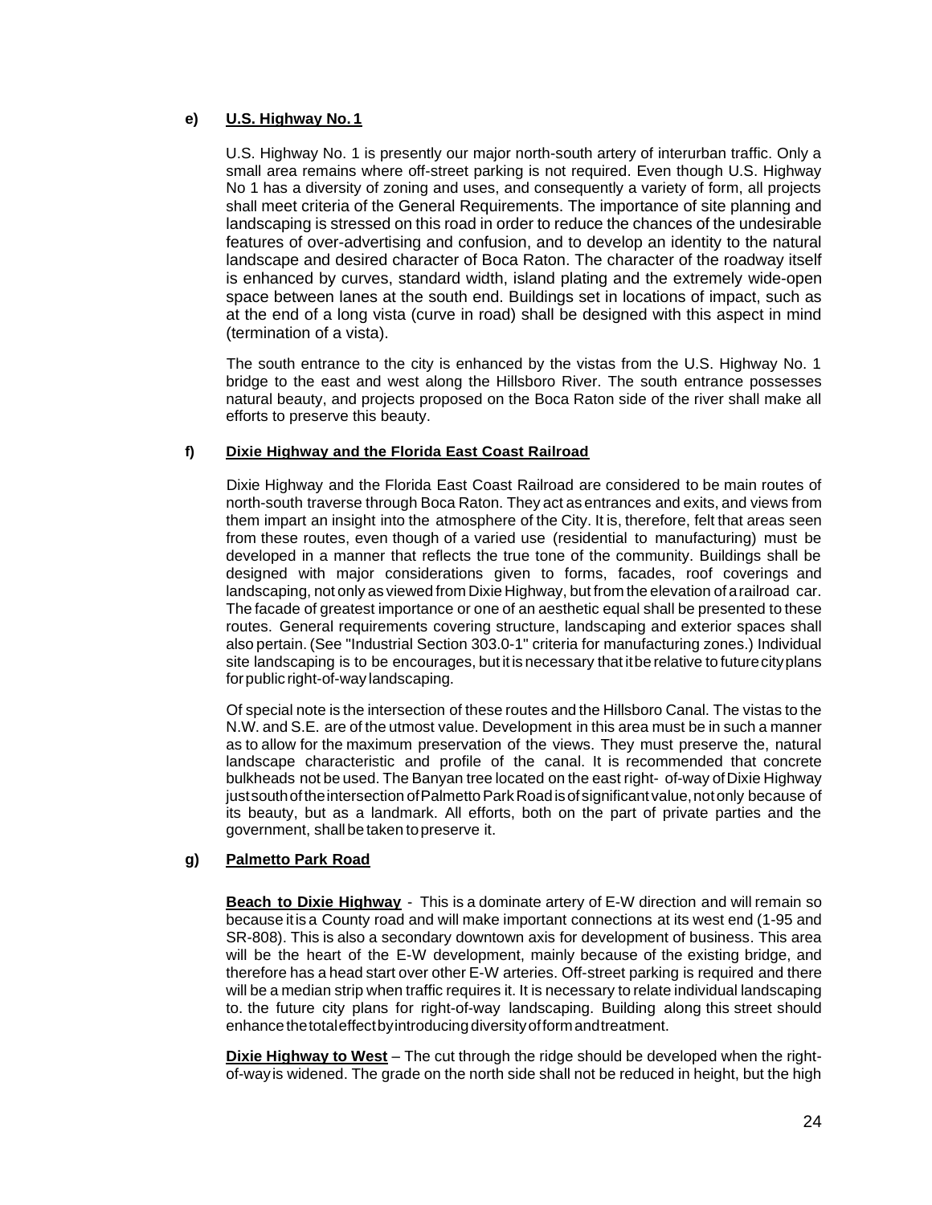**e) U.S. Highway No. 1**

U.S. Highway No. 1 is presently our major north-south artery of interurban traffic. Only a small area remains where off-street parking is not required. Even though U.S. Highway No 1 has a diversity of zoning and uses, and consequently a variety of form, all projects shall meet criteria of the General Requirements. The importance of site planning and landscaping is stressed on this road in order to reduce the chances of the undesirable features of over-advertising and confusion, and to develop an identity to the natural landscape and desired character of Boca Raton. The character of the roadway itself is enhanced by curves, standard width, island plating and the extremely wide-open space between lanes at the south end. Buildings set in locations of impact, such as at the end of a long vista (curve in road) shall be designed with this aspect in mind (termination of a vista).

The south entrance to the city is enhanced by the vistas from the U.S. Highway No. 1 bridge to the east and west along the Hillsboro River. The south entrance possesses natural beauty, and projects proposed on the Boca Raton side of the river shall make all efforts to preserve this beauty.

**f) Dixie Highway and the Florida East Coast Railroad**

Dixie Highway and the Florida East Coast Railroad are considered to be main routes of north-south traverse through Boca Raton. They act as entrances and exits, and views from them impart an insight into the atmosphere of the City. It is, therefore, felt that areas seen from these routes, even though of a varied use (residential to manufacturing) must be developed in a manner that reflects the true tone of the community. Buildings shall be designed with major considerations given to forms, facades, roof coverings and landscaping, not only as viewed from Dixie Highway, but from the elevation of a railroad car. The facade of greatest importance or one of an aesthetic equal shall be presented to these routes. General requirements covering structure, landscaping and exterior spaces shall also pertain. (See "Industrial Section 303.0-1" criteria for manufacturing zones.) Individual site landscaping is to be encourages, but it is necessary that it be relative to future city plans for public right-of-way landscaping.

Of special note is the intersection of these routes and the Hillsboro Canal. The vistas to the N.W. and S.E. are of the utmost value. Development in this area must be in such a manner as to allow for the maximum preservation of the views. They must preserve the, natural landscape characteristic and profile of the canal. It is recommended that concrete bulkheads not be used. The Banyan tree located on the east right- of-way of Dixie Highway just south of the intersection of Palmetto Park Road is of significant value, not only because of its beauty, but as a landmark. All efforts, both on the part of private parties and the government, shall be taken to preserve it.

**g) Palmetto Park Road**

**Beach to Dixie Highway** - This is a dominate artery of E-W direction and will remain so because it is a County road and will make important connections at its west end (1-95 and SR-808). This is also a secondary downtown axis for development of business. This area will be the heart of the E-W development, mainly because of the existing bridge, and therefore has a head start over other E-W arteries. Off-street parking is required and there will be a median strip when traffic requires it. It is necessary to relate individual landscaping to. the future city plans for right-of-way landscaping. Building along this street should enhance the total effect by introducing diversity of form and treatment.

**Dixie Highway to West** – The cut through the ridge should be developed when the right-of-way is widened. The grade on the north side shall not be reduced in height, but the high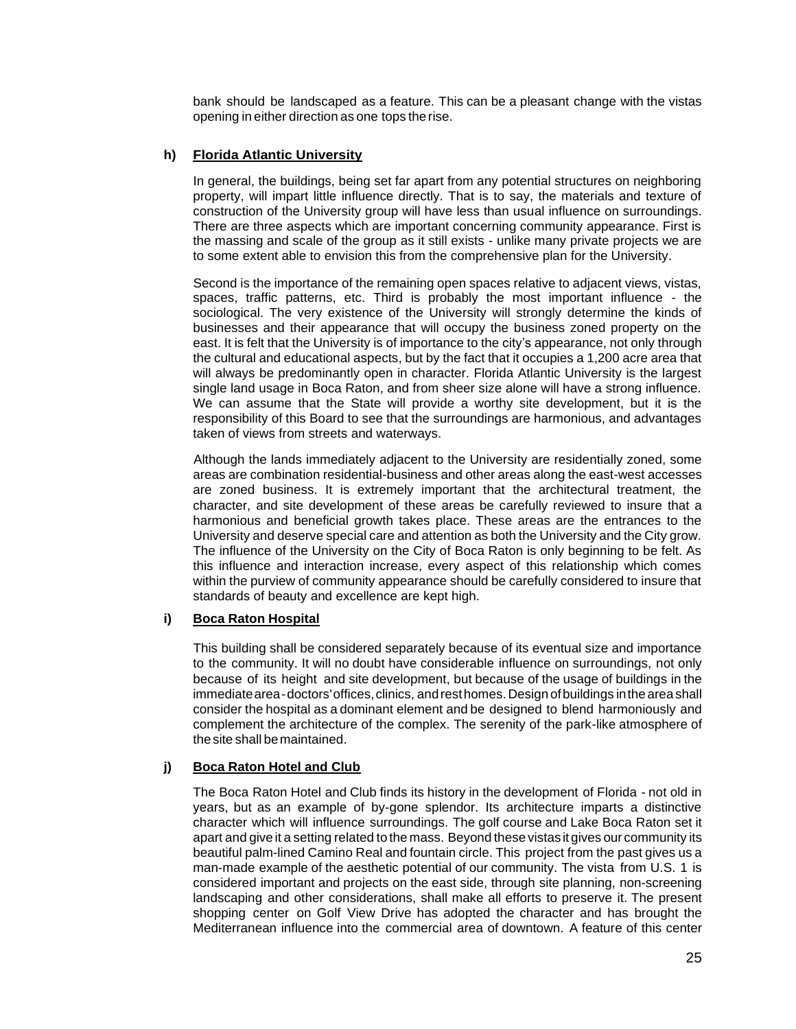bank should be landscaped as a feature. This can be a pleasant change with the vistas opening in either direction as one tops the rise.

**h) <u>Florida Atlantic University</u>**

In general, the buildings, being set far apart from any potential structures on neighboring property, will impart little influence directly. That is to say, the materials and texture of construction of the University group will have less than usual influence on surroundings. There are three aspects which are important concerning community appearance. First is the massing and scale of the group as it still exists - unlike many private projects we are to some extent able to envision this from the comprehensive plan for the University.

Second is the importance of the remaining open spaces relative to adjacent views, vistas, spaces, traffic patterns, etc. Third is probably the most important influence - the sociological. The very existence of the University will strongly determine the kinds of businesses and their appearance that will occupy the business zoned property on the east. It is felt that the University is of importance to the city's appearance, not only through the cultural and educational aspects, but by the fact that it occupies a 1,200 acre area that will always be predominantly open in character. Florida Atlantic University is the largest single land usage in Boca Raton, and from sheer size alone will have a strong influence. We can assume that the State will provide a worthy site development, but it is the responsibility of this Board to see that the surroundings are harmonious, and advantages taken of views from streets and waterways.

Although the lands immediately adjacent to the University are residentially zoned, some areas are combination residential-business and other areas along the east-west accesses are zoned business. It is extremely important that the architectural treatment, the character, and site development of these areas be carefully reviewed to insure that a harmonious and beneficial growth takes place. These areas are the entrances to the University and deserve special care and attention as both the University and the City grow. The influence of the University on the City of Boca Raton is only beginning to be felt. As this influence and interaction increase, every aspect of this relationship which comes within the purview of community appearance should be carefully considered to insure that standards of beauty and excellence are kept high.

**i) <u>Boca Raton Hospital</u>**

This building shall be considered separately because of its eventual size and importance to the community. It will no doubt have considerable influence on surroundings, not only because of its height and site development, but because of the usage of buildings in the immediate area - doctors' offices, clinics, and rest homes. Design of buildings in the area shall consider the hospital as a dominant element and be designed to blend harmoniously and complement the architecture of the complex. The serenity of the park-like atmosphere of the site shall be maintained.

**j) <u>Boca Raton Hotel and Club</u>**

The Boca Raton Hotel and Club finds its history in the development of Florida - not old in years, but as an example of by-gone splendor. Its architecture imparts a distinctive character which will influence surroundings. The golf course and Lake Boca Raton set it apart and give it a setting related to the mass. Beyond these vistas it gives our community its beautiful palm-lined Camino Real and fountain circle. This project from the past gives us a man-made example of the aesthetic potential of our community. The vista from U.S. 1 is considered important and projects on the east side, through site planning, non-screening landscaping and other considerations, shall make all efforts to preserve it. The present shopping center on Golf View Drive has adopted the character and has brought the Mediterranean influence into the commercial area of downtown. A feature of this center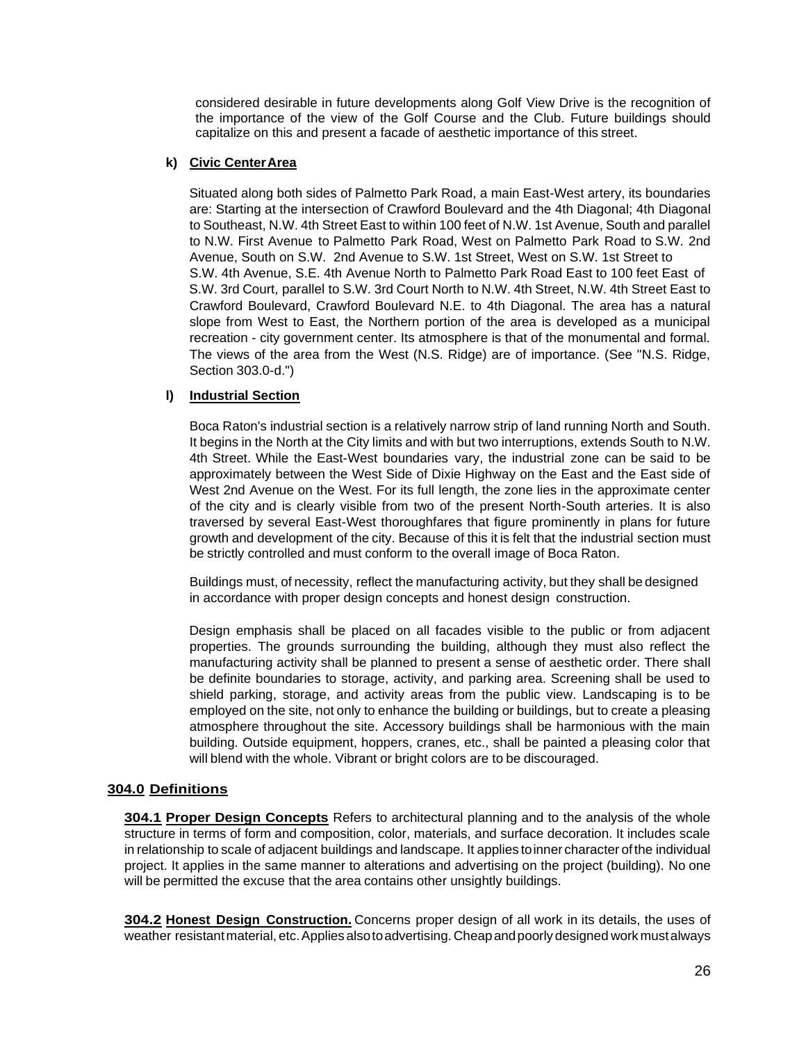considered desirable in future developments along Golf View Drive is the recognition of the importance of the view of the Golf Course and the Club. Future buildings should capitalize on this and present a facade of aesthetic importance of this street.

**k) Civic Center Area**

Situated along both sides of Palmetto Park Road, a main East-West artery, its boundaries are: Starting at the intersection of Crawford Boulevard and the 4th Diagonal; 4th Diagonal to Southeast, N.W. 4th Street East to within 100 feet of N.W. 1st Avenue, South and parallel to N.W. First Avenue to Palmetto Park Road, West on Palmetto Park Road to S.W. 2nd Avenue, South on S.W. 2nd Avenue to S.W. 1st Street, West on S.W. 1st Street to S.W. 4th Avenue, S.E. 4th Avenue North to Palmetto Park Road East to 100 feet East of S.W. 3rd Court, parallel to S.W. 3rd Court North to N.W. 4th Street, N.W. 4th Street East to Crawford Boulevard, Crawford Boulevard N.E. to 4th Diagonal. The area has a natural slope from West to East, the Northern portion of the area is developed as a municipal recreation - city government center. Its atmosphere is that of the monumental and formal. The views of the area from the West (N.S. Ridge) are of importance. (See "N.S. Ridge, Section 303.0-d.")

**l) Industrial Section**

Boca Raton's industrial section is a relatively narrow strip of land running North and South. It begins in the North at the City limits and with but two interruptions, extends South to N.W. 4th Street. While the East-West boundaries vary, the industrial zone can be said to be approximately between the West Side of Dixie Highway on the East and the East side of West 2nd Avenue on the West. For its full length, the zone lies in the approximate center of the city and is clearly visible from two of the present North-South arteries. It is also traversed by several East-West thoroughfares that figure prominently in plans for future growth and development of the city. Because of this it is felt that the industrial section must be strictly controlled and must conform to the overall image of Boca Raton.

Buildings must, of necessity, reflect the manufacturing activity, but they shall be designed in accordance with proper design concepts and honest design construction.

Design emphasis shall be placed on all facades visible to the public or from adjacent properties. The grounds surrounding the building, although they must also reflect the manufacturing activity shall be planned to present a sense of aesthetic order. There shall be definite boundaries to storage, activity, and parking area. Screening shall be used to shield parking, storage, and activity areas from the public view. Landscaping is to be employed on the site, not only to enhance the building or buildings, but to create a pleasing atmosphere throughout the site. Accessory buildings shall be harmonious with the main building. Outside equipment, hoppers, cranes, etc., shall be painted a pleasing color that will blend with the whole. Vibrant or bright colors are to be discouraged.

## 304.0 Definitions

**304.1 Proper Design Concepts** Refers to architectural planning and to the analysis of the whole structure in terms of form and composition, color, materials, and surface decoration. It includes scale in relationship to scale of adjacent buildings and landscape. It applies to inner character of the individual project. It applies in the same manner to alterations and advertising on the project (building). No one will be permitted the excuse that the area contains other unsightly buildings.

**304.2 Honest Design Construction.** Concerns proper design of all work in its details, the uses of weather resistant material, etc. Applies also to advertising. Cheap and poorly designed work must always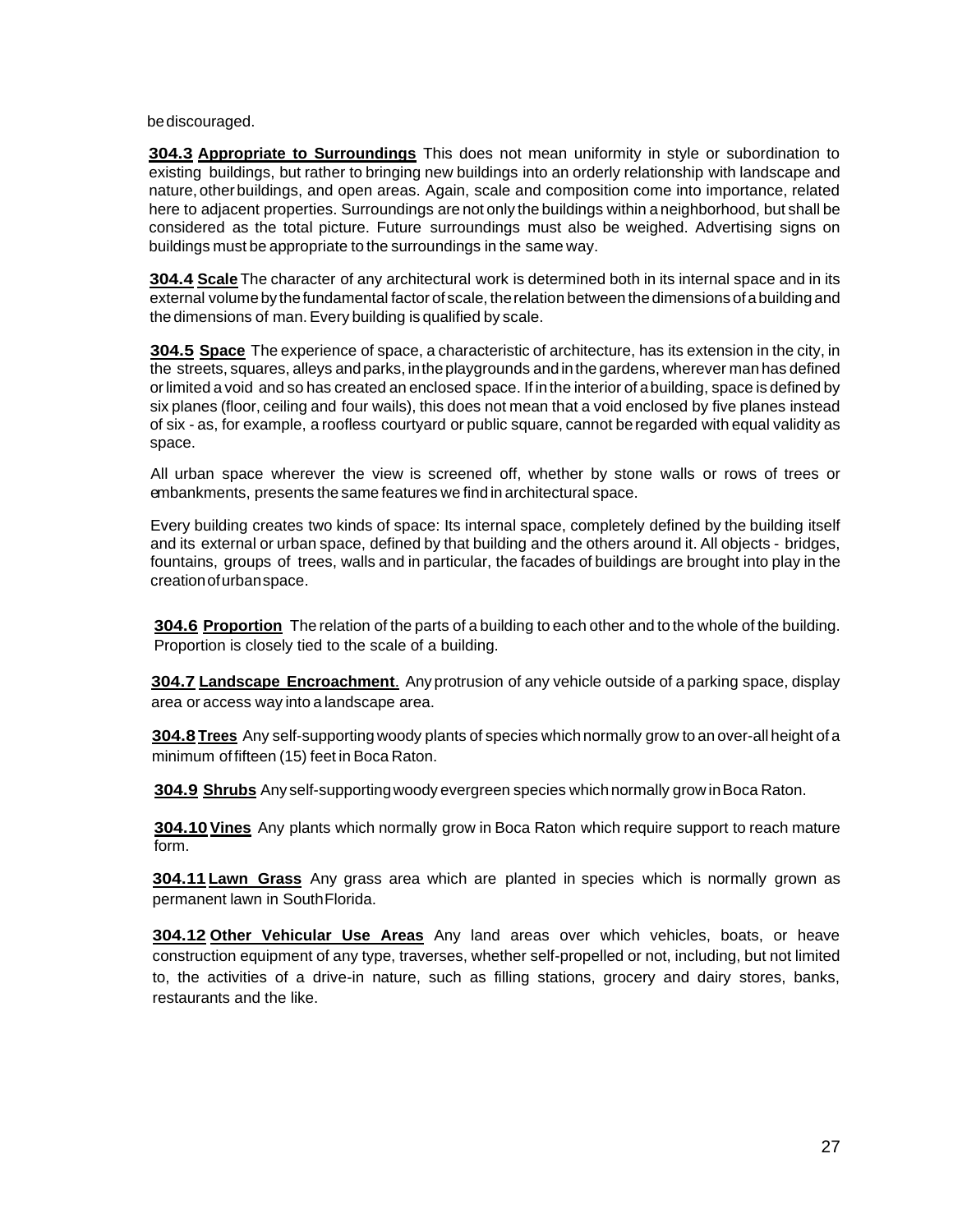be discouraged.

**304.3** **Appropriate to Surroundings** This does not mean uniformity in style or subordination to existing buildings, but rather to bringing new buildings into an orderly relationship with landscape and nature, other buildings, and open areas. Again, scale and composition come into importance, related here to adjacent properties. Surroundings are not only the buildings within a neighborhood, but shall be considered as the total picture. Future surroundings must also be weighed. Advertising signs on buildings must be appropriate to the surroundings in the same way.

**304.4** **Scale** The character of any architectural work is determined both in its internal space and in its external volume by the fundamental factor of scale, the relation between the dimensions of a building and the dimensions of man. Every building is qualified by scale.

**304.5** **Space** The experience of space, a characteristic of architecture, has its extension in the city, in the streets, squares, alleys and parks, in the playgrounds and in the gardens, wherever man has defined or limited a void and so has created an enclosed space. If in the interior of a building, space is defined by six planes (floor, ceiling and four wails), this does not mean that a void enclosed by five planes instead of six - as, for example, a roofless courtyard or public square, cannot be regarded with equal validity as space.

All urban space wherever the view is screened off, whether by stone walls or rows of trees or embankments, presents the same features we find in architectural space.

Every building creates two kinds of space: Its internal space, completely defined by the building itself and its external or urban space, defined by that building and the others around it. All objects - bridges, fountains, groups of trees, walls and in particular, the facades of buildings are brought into play in the creation of urban space.

**304.6** **Proportion** The relation of the parts of a building to each other and to the whole of the building. Proportion is closely tied to the scale of a building.

**304.7** **Landscape Encroachment**. Any protrusion of any vehicle outside of a parking space, display area or access way into a landscape area.

**304.8** **Trees** Any self-supporting woody plants of species which normally grow to an over-all height of a minimum of fifteen (15) feet in Boca Raton.

**304.9** **Shrubs** Any self-supporting woody evergreen species which normally grow in Boca Raton.

**304.10** **Vines** Any plants which normally grow in Boca Raton which require support to reach mature form.

**304.11** **Lawn Grass** Any grass area which are planted in species which is normally grown as permanent lawn in South Florida.

**304.12** **Other Vehicular Use Areas** Any land areas over which vehicles, boats, or heave construction equipment of any type, traverses, whether self-propelled or not, including, but not limited to, the activities of a drive-in nature, such as filling stations, grocery and dairy stores, banks, restaurants and the like.